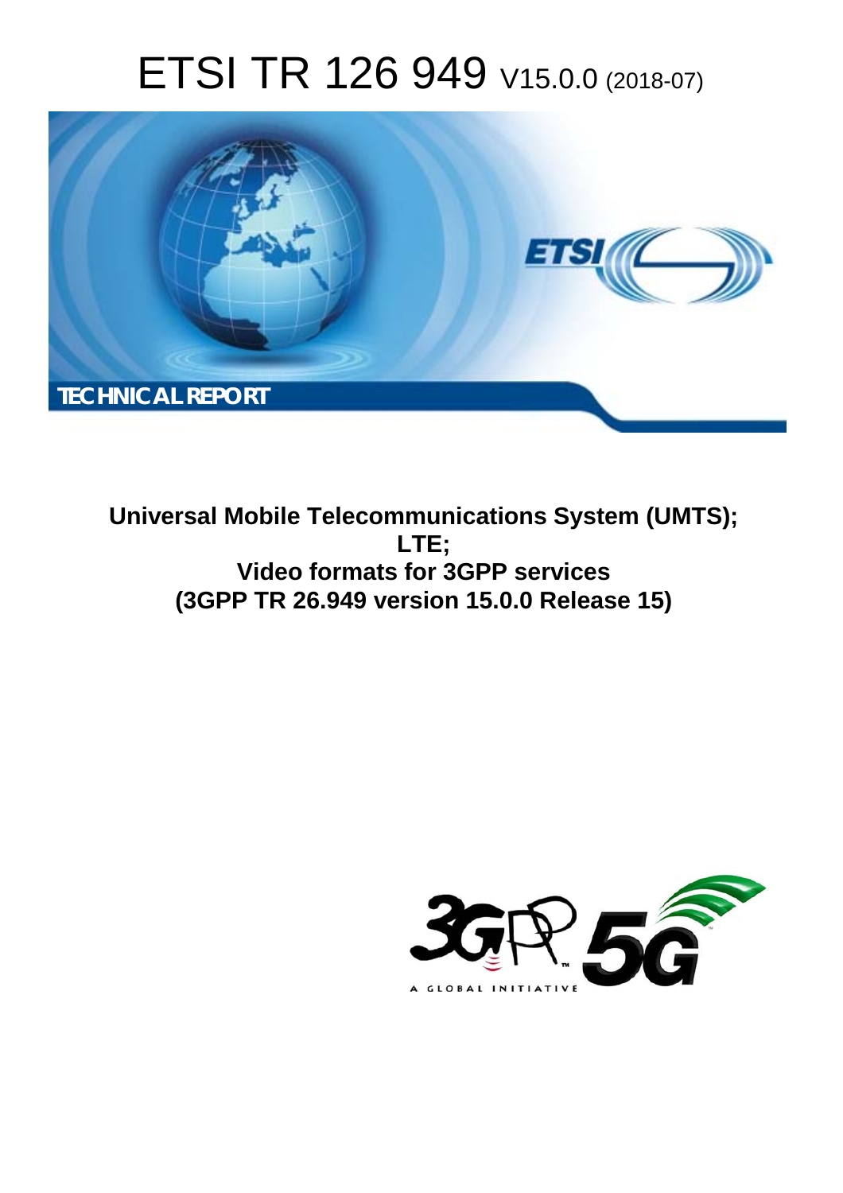# ETSI TR 126 949 V15.0.0 (2018-07)

**TECHNICAL REPORT**

**Universal Mobile Telecommunications System (UMTS); LTE; Video formats for 3GPP services (3GPP TR 26.949 version 15.0.0 Release 15)**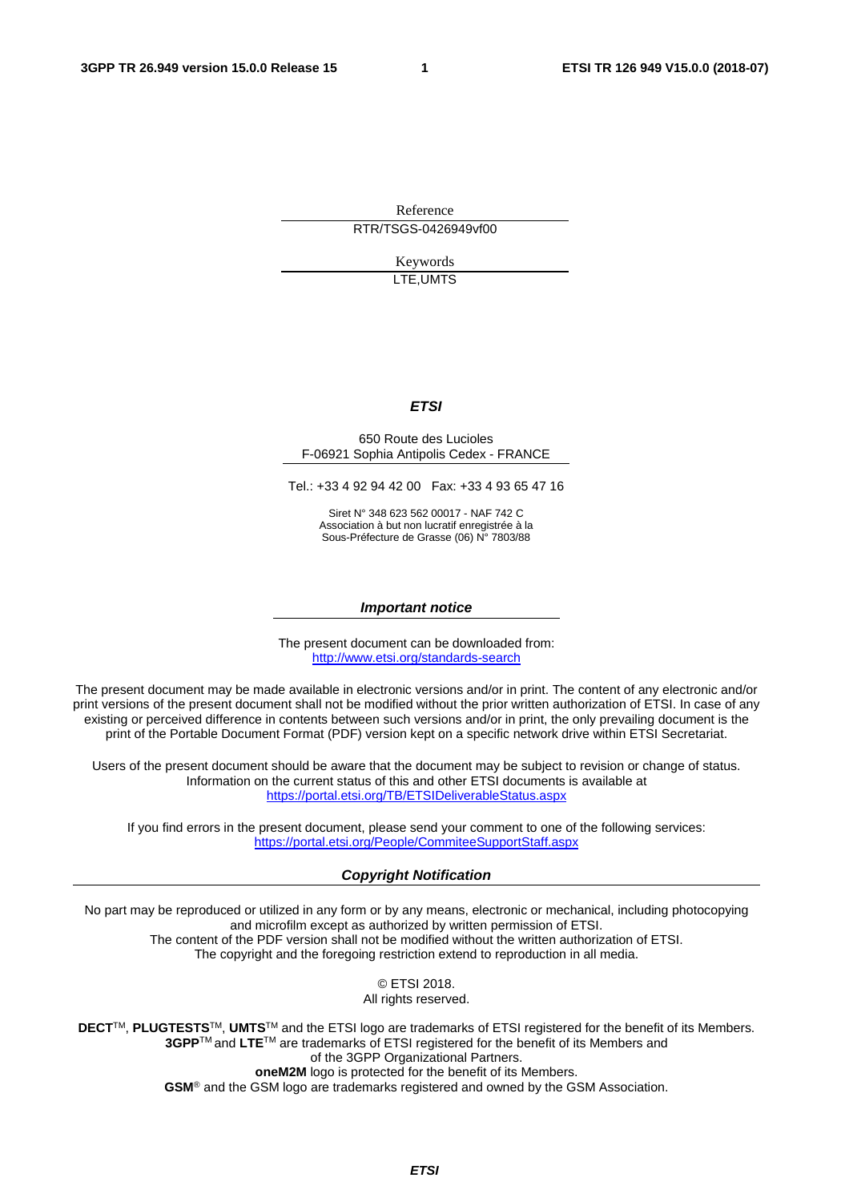Reference

RTR/TSGS-0426949vf00

Keywords

LTE,UMTS

***ETSI***

650 Route des Lucioles
F-06921 Sophia Antipolis Cedex - FRANCE

Tel.: +33 4 92 94 42 00 Fax: +33 4 93 65 47 16

Siret N° 348 623 562 00017 - NAF 742 C
Association à but non lucratif enregistrée à la
Sous-Préfecture de Grasse (06) N° 7803/88

***Important notice***

The present document can be downloaded from:
http://www.etsi.org/standards-search

The present document may be made available in electronic versions and/or in print. The content of any electronic and/or print versions of the present document shall not be modified without the prior written authorization of ETSI. In case of any existing or perceived difference in contents between such versions and/or in print, the only prevailing document is the print of the Portable Document Format (PDF) version kept on a specific network drive within ETSI Secretariat.

Users of the present document should be aware that the document may be subject to revision or change of status. Information on the current status of this and other ETSI documents is available at
https://portal.etsi.org/TB/ETSIDeliverableStatus.aspx

If you find errors in the present document, please send your comment to one of the following services:
https://portal.etsi.org/People/CommiteeSupportStaff.aspx

***Copyright Notification***

No part may be reproduced or utilized in any form or by any means, electronic or mechanical, including photocopying and microfilm except as authorized by written permission of ETSI.
The content of the PDF version shall not be modified without the written authorization of ETSI.
The copyright and the foregoing restriction extend to reproduction in all media.

© ETSI 2018.
All rights reserved.

**DECT**™, **PLUGTESTS**™, **UMTS**™ and the ETSI logo are trademarks of ETSI registered for the benefit of its Members.
**3GPP**™ and **LTE**™ are trademarks of ETSI registered for the benefit of its Members and of the 3GPP Organizational Partners.
**oneM2M** logo is protected for the benefit of its Members.
**GSM**® and the GSM logo are trademarks registered and owned by the GSM Association.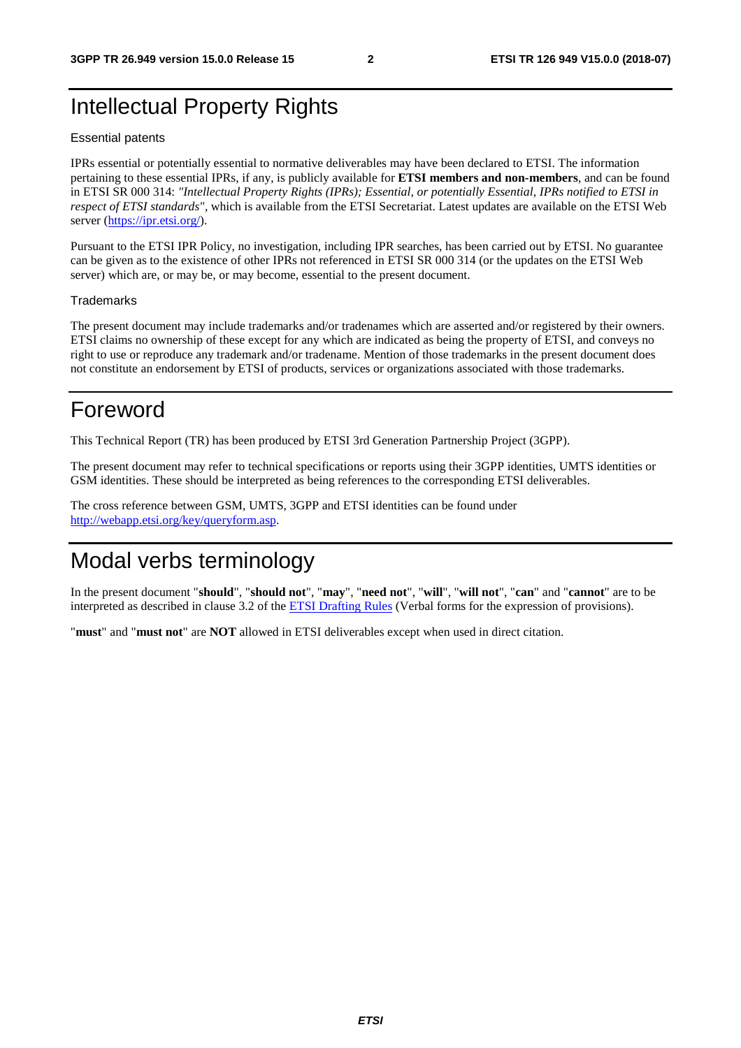# Intellectual Property Rights

Essential patents

IPRs essential or potentially essential to normative deliverables may have been declared to ETSI. The information pertaining to these essential IPRs, if any, is publicly available for **ETSI members and non-members**, and can be found in ETSI SR 000 314: *"Intellectual Property Rights (IPRs); Essential, or potentially Essential, IPRs notified to ETSI in respect of ETSI standards"*, which is available from the ETSI Secretariat. Latest updates are available on the ETSI Web server (https://ipr.etsi.org/).

Pursuant to the ETSI IPR Policy, no investigation, including IPR searches, has been carried out by ETSI. No guarantee can be given as to the existence of other IPRs not referenced in ETSI SR 000 314 (or the updates on the ETSI Web server) which are, or may be, or may become, essential to the present document.

Trademarks

The present document may include trademarks and/or tradenames which are asserted and/or registered by their owners. ETSI claims no ownership of these except for any which are indicated as being the property of ETSI, and conveys no right to use or reproduce any trademark and/or tradename. Mention of those trademarks in the present document does not constitute an endorsement by ETSI of products, services or organizations associated with those trademarks.

# Foreword

This Technical Report (TR) has been produced by ETSI 3rd Generation Partnership Project (3GPP).

The present document may refer to technical specifications or reports using their 3GPP identities, UMTS identities or GSM identities. These should be interpreted as being references to the corresponding ETSI deliverables.

The cross reference between GSM, UMTS, 3GPP and ETSI identities can be found under http://webapp.etsi.org/key/queryform.asp.

# Modal verbs terminology

In the present document "**should**", "**should not**", "**may**", "**need not**", "**will**", "**will not**", "**can**" and "**cannot**" are to be interpreted as described in clause 3.2 of the ETSI Drafting Rules (Verbal forms for the expression of provisions).

"**must**" and "**must not**" are **NOT** allowed in ETSI deliverables except when used in direct citation.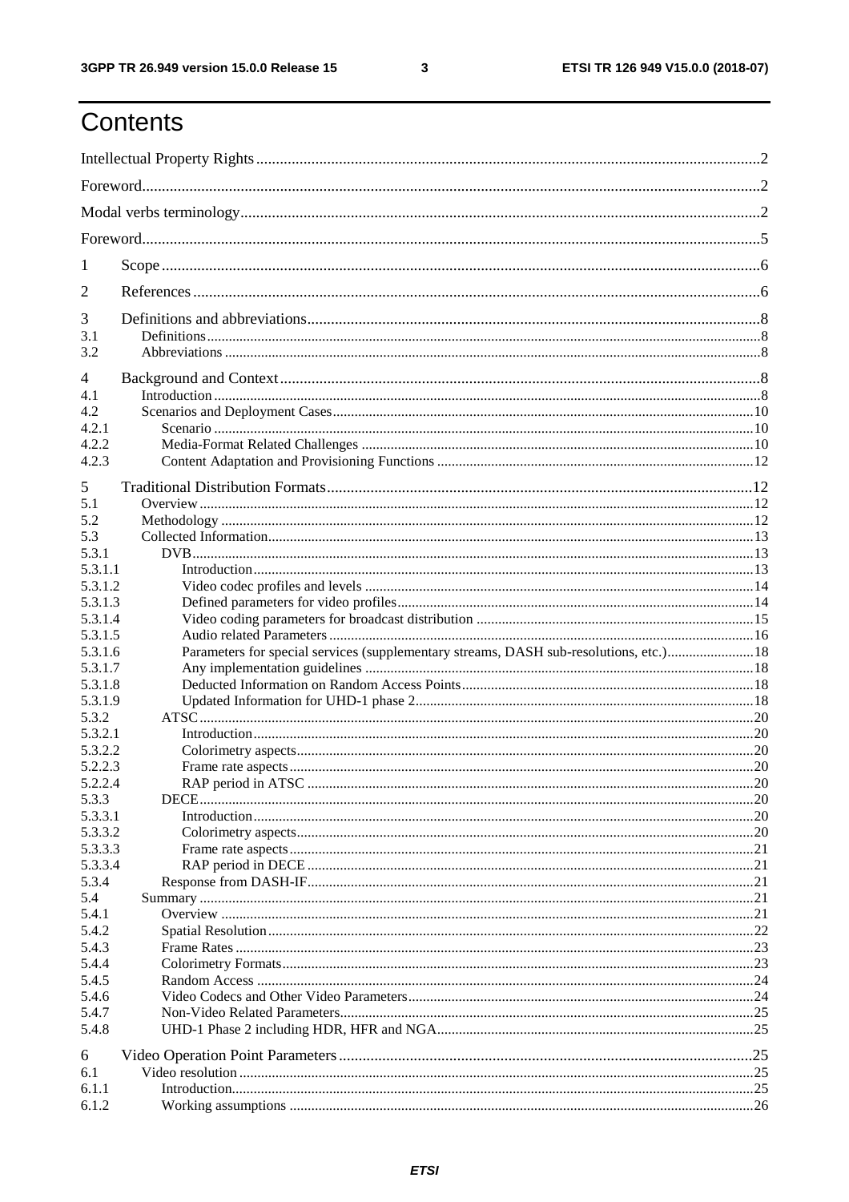# Contents

Intellectual Property Rights ........................................................................................................................2

Foreword.......................................................................................................................................................2

Modal verbs terminology..............................................................................................................................2

Foreword.......................................................................................................................................................5

1 Scope.........................................................................................................................................................6

2 References .................................................................................................................................................6

3 Definitions and abbreviations....................................................................................................................8
3.1 Definitions...............................................................................................................................................8
3.2 Abbreviations ..........................................................................................................................................8

4 Background and Context...........................................................................................................................8
4.1 Introduction .............................................................................................................................................8
4.2 Scenarios and Deployment Cases...........................................................................................................10
4.2.1 Scenario ..............................................................................................................................................10
4.2.2 Media-Format Related Challenges .....................................................................................................10
4.2.3 Content Adaptation and Provisioning Functions ................................................................................12

5 Traditional Distribution Formats.............................................................................................................12
5.1 Overview................................................................................................................................................12
5.2 Methodology ..........................................................................................................................................12
5.3 Collected Information.............................................................................................................................13
5.3.1 DVB....................................................................................................................................................13
5.3.1.1 Introduction......................................................................................................................................13
5.3.1.2 Video codec profiles and levels ........................................................................................................14
5.3.1.3 Defined parameters for video profiles..............................................................................................14
5.3.1.4 Video coding parameters for broadcast distribution ........................................................................15
5.3.1.5 Audio related Parameters .................................................................................................................16
5.3.1.6 Parameters for special services (supplementary streams, DASH sub-resolutions, etc.)...................18
5.3.1.7 Any implementation guidelines .......................................................................................................18
5.3.1.8 Deducted Information on Random Access Points............................................................................18
5.3.1.9 Updated Information for UHD-1 phase 2.........................................................................................18
5.3.2 ATSC...................................................................................................................................................20
5.3.2.1 Introduction.......................................................................................................................................20
5.3.2.2 Colorimetry aspects...........................................................................................................................20
5.3.2.3 Frame rate aspects.............................................................................................................................20
5.3.2.4 RAP period in ATSC ........................................................................................................................20
5.3.3 DECE...................................................................................................................................................20
5.3.3.1 Introduction.......................................................................................................................................20
5.3.3.2 Colorimetry aspects...........................................................................................................................20
5.3.3.3 Frame rate aspects.............................................................................................................................21
5.3.3.4 RAP period in DECE........................................................................................................................21
5.3.4 Response from DASH-IF....................................................................................................................21
5.4 Summary .................................................................................................................................................21
5.4.1 Overview .............................................................................................................................................21
5.4.2 Spatial Resolution................................................................................................................................22
5.4.3 Frame Rates .........................................................................................................................................23
5.4.4 Colorimetry Formats............................................................................................................................23
5.4.5 Random Access ....................................................................................................................................24
5.4.6 Video Codecs and Other Video Parameters..........................................................................................24
5.4.7 Non-Video Related Parameters.............................................................................................................25
5.4.8 UHD-1 Phase 2 including HDR, HFR and NGA..................................................................................25

6 Video Operation Point Parameters..............................................................................................................25
6.1 Video resolution .......................................................................................................................................25
6.1.1 Introduction...........................................................................................................................................25
6.1.2 Working assumptions ...........................................................................................................................26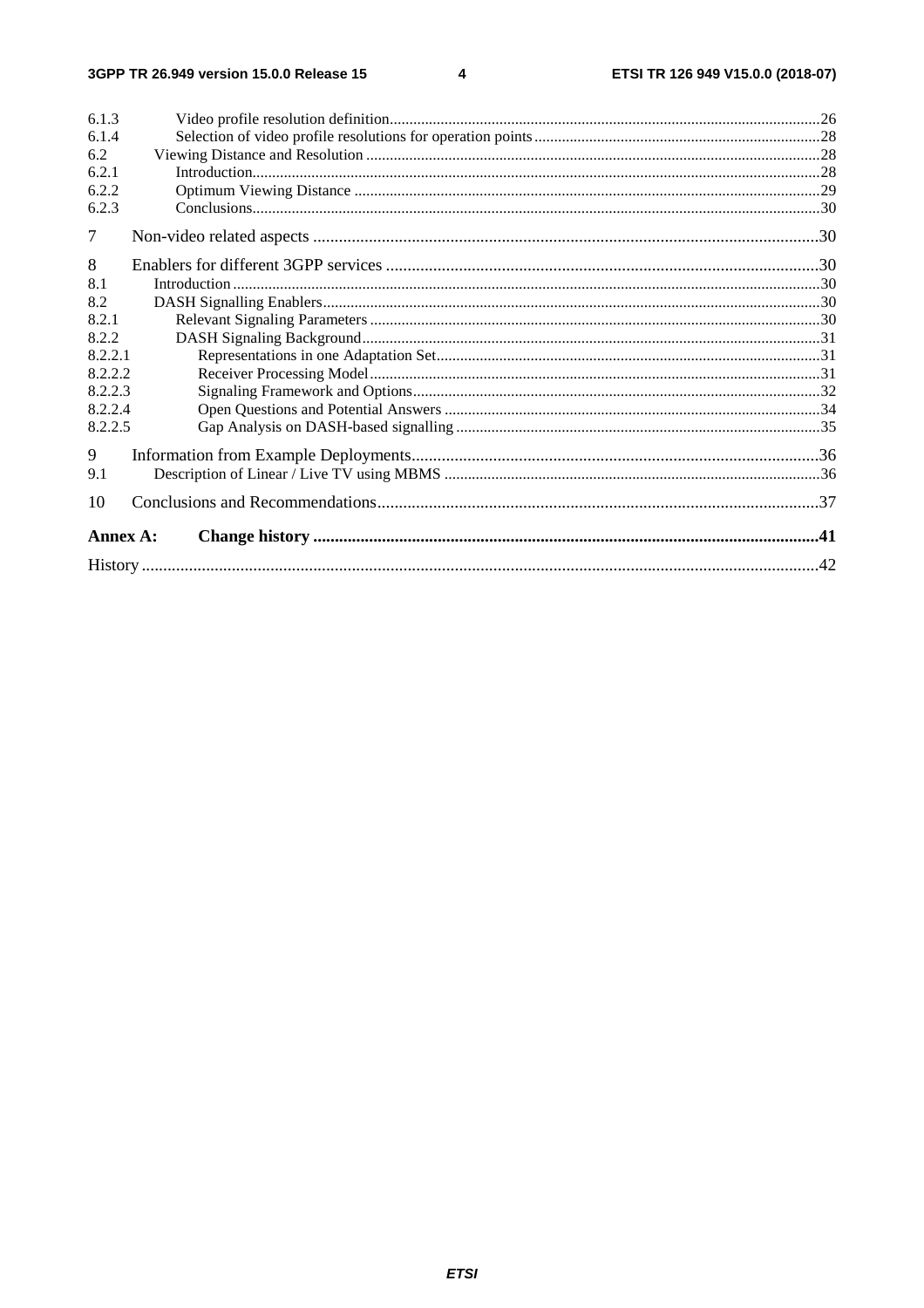6.1.3 Video profile resolution definition .......... 26
6.1.4 Selection of video profile resolutions for operation points .......... 28
6.2 Viewing Distance and Resolution .......... 28
6.2.1 Introduction .......... 28
6.2.2 Optimum Viewing Distance .......... 29
6.2.3 Conclusions .......... 30

7 Non-video related aspects .......... 30

8 Enablers for different 3GPP services .......... 30
8.1 Introduction .......... 30
8.2 DASH Signalling Enablers .......... 30
8.2.1 Relevant Signaling Parameters .......... 30
8.2.2 DASH Signaling Background .......... 31
8.2.2.1 Representations in one Adaptation Set .......... 31
8.2.2.2 Receiver Processing Model .......... 31
8.2.2.3 Signaling Framework and Options .......... 32
8.2.2.4 Open Questions and Potential Answers .......... 34
8.2.2.5 Gap Analysis on DASH-based signalling .......... 35

9 Information from Example Deployments .......... 36
9.1 Description of Linear / Live TV using MBMS .......... 36

10 Conclusions and Recommendations .......... 37

**Annex A: Change history .......... 41**

History .......... 42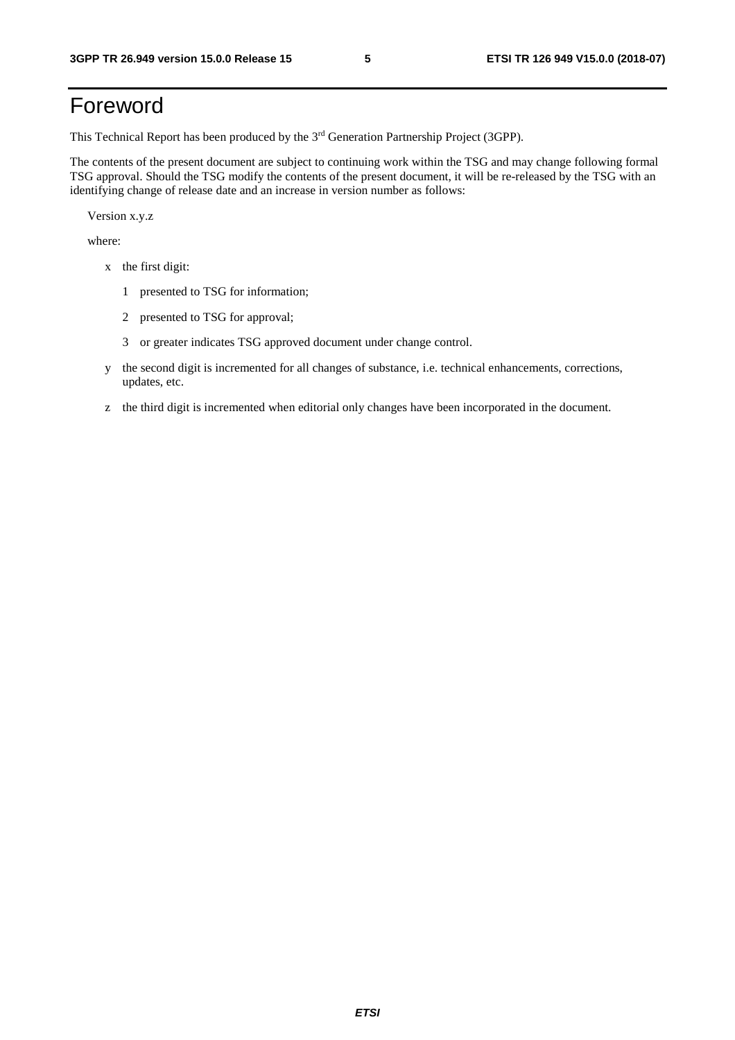# Foreword

This Technical Report has been produced by the 3rd Generation Partnership Project (3GPP).

The contents of the present document are subject to continuing work within the TSG and may change following formal TSG approval. Should the TSG modify the contents of the present document, it will be re-released by the TSG with an identifying change of release date and an increase in version number as follows:

Version x.y.z

where:

- x the first digit:
  - 1 presented to TSG for information;
  - 2 presented to TSG for approval;
  - 3 or greater indicates TSG approved document under change control.
- y the second digit is incremented for all changes of substance, i.e. technical enhancements, corrections, updates, etc.
- z the third digit is incremented when editorial only changes have been incorporated in the document.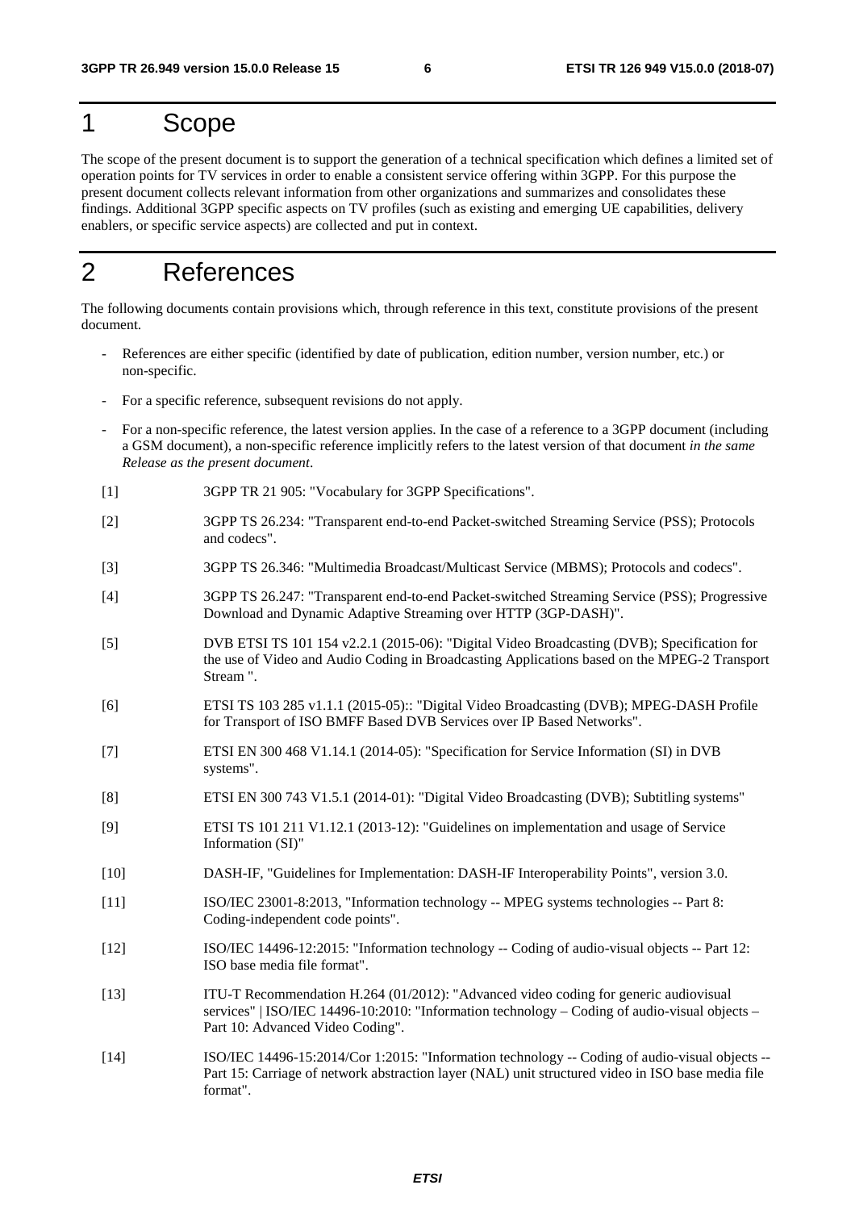# 1 Scope

The scope of the present document is to support the generation of a technical specification which defines a limited set of operation points for TV services in order to enable a consistent service offering within 3GPP. For this purpose the present document collects relevant information from other organizations and summarizes and consolidates these findings. Additional 3GPP specific aspects on TV profiles (such as existing and emerging UE capabilities, delivery enablers, or specific service aspects) are collected and put in context.

# 2 References

The following documents contain provisions which, through reference in this text, constitute provisions of the present document.

- References are either specific (identified by date of publication, edition number, version number, etc.) or non-specific.
- For a specific reference, subsequent revisions do not apply.
- For a non-specific reference, the latest version applies. In the case of a reference to a 3GPP document (including a GSM document), a non-specific reference implicitly refers to the latest version of that document *in the same Release as the present document*.

[1] 3GPP TR 21 905: "Vocabulary for 3GPP Specifications".

[2] 3GPP TS 26.234: "Transparent end-to-end Packet-switched Streaming Service (PSS); Protocols and codecs".

[3] 3GPP TS 26.346: "Multimedia Broadcast/Multicast Service (MBMS); Protocols and codecs".

[4] 3GPP TS 26.247: "Transparent end-to-end Packet-switched Streaming Service (PSS); Progressive Download and Dynamic Adaptive Streaming over HTTP (3GP-DASH)".

[5] DVB ETSI TS 101 154 v2.2.1 (2015-06): "Digital Video Broadcasting (DVB); Specification for the use of Video and Audio Coding in Broadcasting Applications based on the MPEG-2 Transport Stream ".

[6] ETSI TS 103 285 v1.1.1 (2015-05):: "Digital Video Broadcasting (DVB); MPEG-DASH Profile for Transport of ISO BMFF Based DVB Services over IP Based Networks".

[7] ETSI EN 300 468 V1.14.1 (2014-05): "Specification for Service Information (SI) in DVB systems".

[8] ETSI EN 300 743 V1.5.1 (2014-01): "Digital Video Broadcasting (DVB); Subtitling systems"

[9] ETSI TS 101 211 V1.12.1 (2013-12): "Guidelines on implementation and usage of Service Information (SI)"

[10] DASH-IF, "Guidelines for Implementation: DASH-IF Interoperability Points", version 3.0.

[11] ISO/IEC 23001-8:2013, "Information technology -- MPEG systems technologies -- Part 8: Coding-independent code points".

[12] ISO/IEC 14496-12:2015: "Information technology -- Coding of audio-visual objects -- Part 12: ISO base media file format".

[13] ITU-T Recommendation H.264 (01/2012): "Advanced video coding for generic audiovisual services" | ISO/IEC 14496-10:2010: "Information technology – Coding of audio-visual objects – Part 10: Advanced Video Coding".

[14] ISO/IEC 14496-15:2014/Cor 1:2015: "Information technology -- Coding of audio-visual objects -- Part 15: Carriage of network abstraction layer (NAL) unit structured video in ISO base media file format".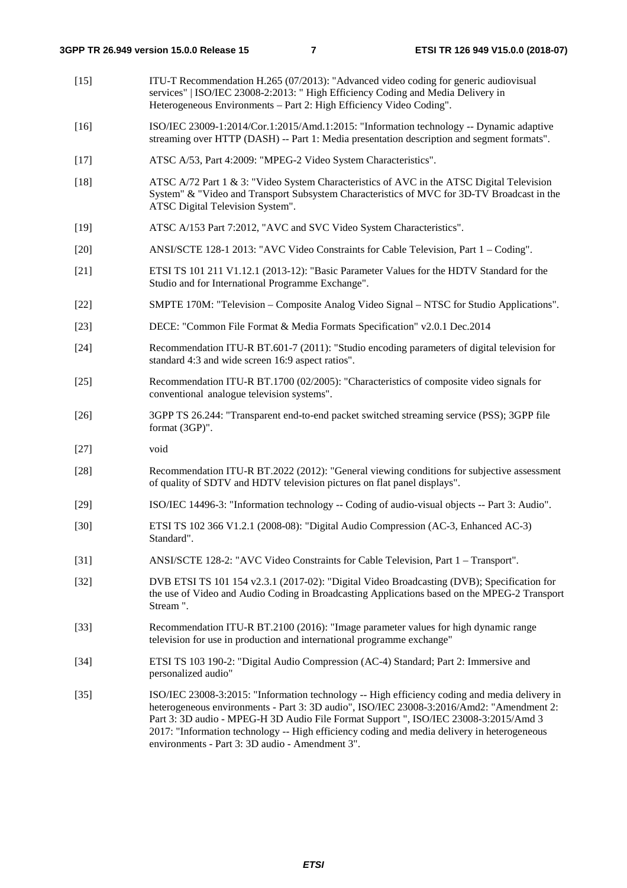[15] ITU-T Recommendation H.265 (07/2013): "Advanced video coding for generic audiovisual services" | ISO/IEC 23008-2:2013: " High Efficiency Coding and Media Delivery in Heterogeneous Environments – Part 2: High Efficiency Video Coding".

[16] ISO/IEC 23009-1:2014/Cor.1:2015/Amd.1:2015: "Information technology -- Dynamic adaptive streaming over HTTP (DASH) -- Part 1: Media presentation description and segment formats".

[17] ATSC A/53, Part 4:2009: "MPEG-2 Video System Characteristics".

[18] ATSC A/72 Part 1 & 3: "Video System Characteristics of AVC in the ATSC Digital Television System" & "Video and Transport Subsystem Characteristics of MVC for 3D-TV Broadcast in the ATSC Digital Television System".

[19] ATSC A/153 Part 7:2012, "AVC and SVC Video System Characteristics".

[20] ANSI/SCTE 128-1 2013: "AVC Video Constraints for Cable Television, Part 1 – Coding".

[21] ETSI TS 101 211 V1.12.1 (2013-12): "Basic Parameter Values for the HDTV Standard for the Studio and for International Programme Exchange".

[22] SMPTE 170M: "Television – Composite Analog Video Signal – NTSC for Studio Applications".

[23] DECE: "Common File Format & Media Formats Specification" v2.0.1 Dec.2014

[24] Recommendation ITU-R BT.601-7 (2011): "Studio encoding parameters of digital television for standard 4:3 and wide screen 16:9 aspect ratios".

[25] Recommendation ITU-R BT.1700 (02/2005): "Characteristics of composite video signals for conventional analogue television systems".

[26] 3GPP TS 26.244: "Transparent end-to-end packet switched streaming service (PSS); 3GPP file format (3GP)".

[27] void

[28] Recommendation ITU-R BT.2022 (2012): "General viewing conditions for subjective assessment of quality of SDTV and HDTV television pictures on flat panel displays".

[29] ISO/IEC 14496-3: "Information technology -- Coding of audio-visual objects -- Part 3: Audio".

[30] ETSI TS 102 366 V1.2.1 (2008-08): "Digital Audio Compression (AC-3, Enhanced AC-3) Standard".

[31] ANSI/SCTE 128-2: "AVC Video Constraints for Cable Television, Part 1 – Transport".

[32] DVB ETSI TS 101 154 v2.3.1 (2017-02): "Digital Video Broadcasting (DVB); Specification for the use of Video and Audio Coding in Broadcasting Applications based on the MPEG-2 Transport Stream ".

[33] Recommendation ITU-R BT.2100 (2016): "Image parameter values for high dynamic range television for use in production and international programme exchange"

[34] ETSI TS 103 190-2: "Digital Audio Compression (AC-4) Standard; Part 2: Immersive and personalized audio"

[35] ISO/IEC 23008-3:2015: "Information technology -- High efficiency coding and media delivery in heterogeneous environments - Part 3: 3D audio", ISO/IEC 23008-3:2016/Amd2: "Amendment 2: Part 3: 3D audio - MPEG-H 3D Audio File Format Support ", ISO/IEC 23008-3:2015/Amd 3 2017: "Information technology -- High efficiency coding and media delivery in heterogeneous environments - Part 3: 3D audio - Amendment 3".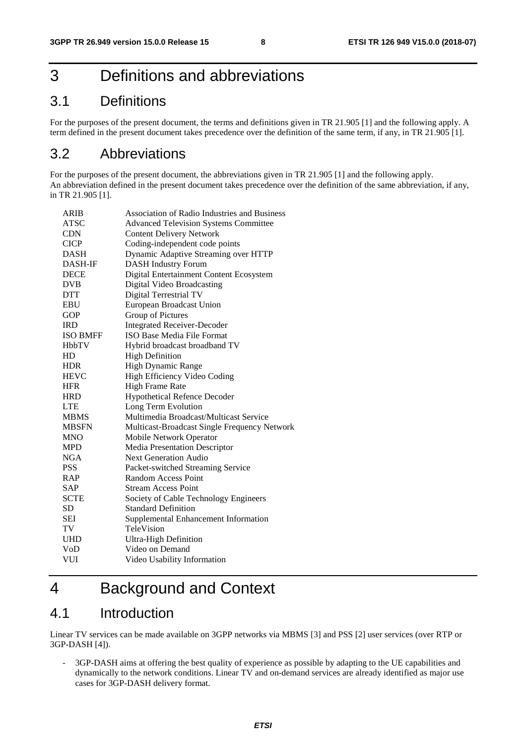# 3 Definitions and abbreviations

## 3.1 Definitions

For the purposes of the present document, the terms and definitions given in TR 21.905 [1] and the following apply. A term defined in the present document takes precedence over the definition of the same term, if any, in TR 21.905 [1].

## 3.2 Abbreviations

For the purposes of the present document, the abbreviations given in TR 21.905 [1] and the following apply. An abbreviation defined in the present document takes precedence over the definition of the same abbreviation, if any, in TR 21.905 [1].

| | |
|---|---|
| ARIB | Association of Radio Industries and Business |
| ATSC | Advanced Television Systems Committee |
| CDN | Content Delivery Network |
| CICP | Coding-independent code points |
| DASH | Dynamic Adaptive Streaming over HTTP |
| DASH-IF | DASH Industry Forum |
| DECE | Digital Entertainment Content Ecosystem |
| DVB | Digital Video Broadcasting |
| DTT | Digital Terrestrial TV |
| EBU | European Broadcast Union |
| GOP | Group of Pictures |
| IRD | Integrated Receiver-Decoder |
| ISO BMFF | ISO Base Media File Format |
| HbbTV | Hybrid broadcast broadband TV |
| HD | High Definition |
| HDR | High Dynamic Range |
| HEVC | High Efficiency Video Coding |
| HFR | High Frame Rate |
| HRD | Hypothetical Refence Decoder |
| LTE | Long Term Evolution |
| MBMS | Multimedia Broadcast/Multicast Service |
| MBSFN | Multicast-Broadcast Single Frequency Network |
| MNO | Mobile Network Operator |
| MPD | Media Presentation Descriptor |
| NGA | Next Generation Audio |
| PSS | Packet-switched Streaming Service |
| RAP | Random Access Point |
| SAP | Stream Access Point |
| SCTE | Society of Cable Technology Engineers |
| SD | Standard Definition |
| SEI | Supplemental Enhancement Information |
| TV | TeleVision |
| UHD | Ultra-High Definition |
| VoD | Video on Demand |
| VUI | Video Usability Information |

# 4 Background and Context

## 4.1 Introduction

Linear TV services can be made available on 3GPP networks via MBMS [3] and PSS [2] user services (over RTP or 3GP-DASH [4]).

- 3GP-DASH aims at offering the best quality of experience as possible by adapting to the UE capabilities and dynamically to the network conditions. Linear TV and on-demand services are already identified as major use cases for 3GP-DASH delivery format.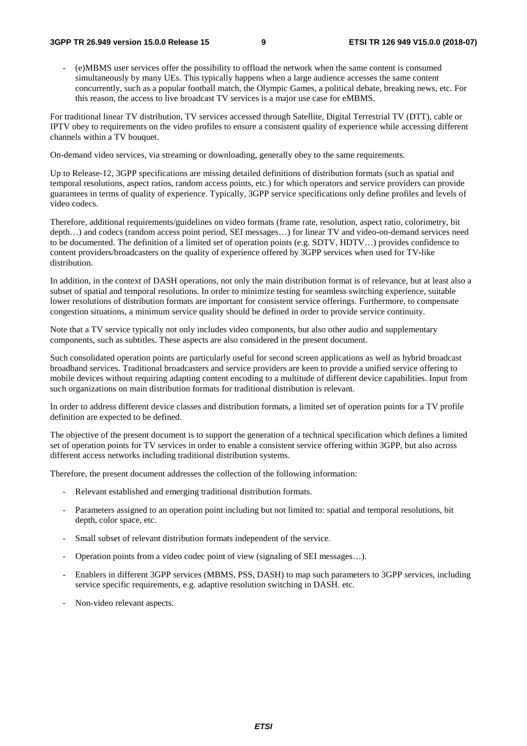- (e)MBMS user services offer the possibility to offload the network when the same content is consumed simultaneously by many UEs. This typically happens when a large audience accesses the same content concurrently, such as a popular football match, the Olympic Games, a political debate, breaking news, etc. For this reason, the access to live broadcast TV services is a major use case for eMBMS.

For traditional linear TV distribution, TV services accessed through Satellite, Digital Terrestrial TV (DTT), cable or IPTV obey to requirements on the video profiles to ensure a consistent quality of experience while accessing different channels within a TV bouquet.

On-demand video services, via streaming or downloading, generally obey to the same requirements.

Up to Release-12, 3GPP specifications are missing detailed definitions of distribution formats (such as spatial and temporal resolutions, aspect ratios, random access points, etc.) for which operators and service providers can provide guarantees in terms of quality of experience. Typically, 3GPP service specifications only define profiles and levels of video codecs.

Therefore, additional requirements/guidelines on video formats (frame rate, resolution, aspect ratio, colorimetry, bit depth…) and codecs (random access point period, SEI messages…) for linear TV and video-on-demand services need to be documented. The definition of a limited set of operation points (e.g. SDTV, HDTV…) provides confidence to content providers/broadcasters on the quality of experience offered by 3GPP services when used for TV-like distribution.

In addition, in the context of DASH operations, not only the main distribution format is of relevance, but at least also a subset of spatial and temporal resolutions. In order to minimize testing for seamless switching experience, suitable lower resolutions of distribution formats are important for consistent service offerings. Furthermore, to compensate congestion situations, a minimum service quality should be defined in order to provide service continuity.

Note that a TV service typically not only includes video components, but also other audio and supplementary components, such as subtitles. These aspects are also considered in the present document.

Such consolidated operation points are particularly useful for second screen applications as well as hybrid broadcast broadband services. Traditional broadcasters and service providers are keen to provide a unified service offering to mobile devices without requiring adapting content encoding to a multitude of different device capabilities. Input from such organizations on main distribution formats for traditional distribution is relevant.

In order to address different device classes and distribution formats, a limited set of operation points for a TV profile definition are expected to be defined.

The objective of the present document is to support the generation of a technical specification which defines a limited set of operation points for TV services in order to enable a consistent service offering within 3GPP, but also across different access networks including traditional distribution systems.

Therefore, the present document addresses the collection of the following information:

- Relevant established and emerging traditional distribution formats.
- Parameters assigned to an operation point including but not limited to: spatial and temporal resolutions, bit depth, color space, etc.
- Small subset of relevant distribution formats independent of the service.
- Operation points from a video codec point of view (signaling of SEI messages…).
- Enablers in different 3GPP services (MBMS, PSS, DASH) to map such parameters to 3GPP services, including service specific requirements, e.g. adaptive resolution switching in DASH. etc.
- Non-video relevant aspects.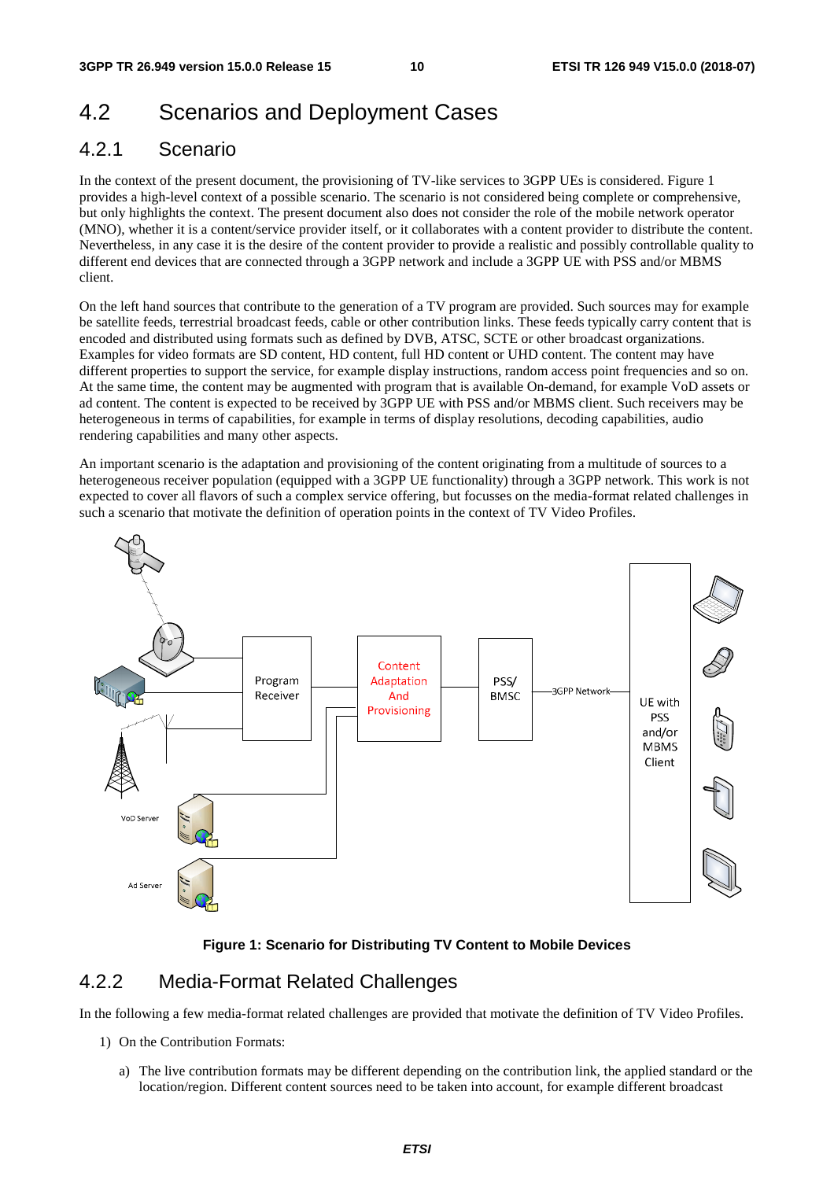## 4.2 Scenarios and Deployment Cases

### 4.2.1 Scenario

In the context of the present document, the provisioning of TV-like services to 3GPP UEs is considered. Figure 1 provides a high-level context of a possible scenario. The scenario is not considered being complete or comprehensive, but only highlights the context. The present document also does not consider the role of the mobile network operator (MNO), whether it is a content/service provider itself, or it collaborates with a content provider to distribute the content. Nevertheless, in any case it is the desire of the content provider to provide a realistic and possibly controllable quality to different end devices that are connected through a 3GPP network and include a 3GPP UE with PSS and/or MBMS client.

On the left hand sources that contribute to the generation of a TV program are provided. Such sources may for example be satellite feeds, terrestrial broadcast feeds, cable or other contribution links. These feeds typically carry content that is encoded and distributed using formats such as defined by DVB, ATSC, SCTE or other broadcast organizations. Examples for video formats are SD content, HD content, full HD content or UHD content. The content may have different properties to support the service, for example display instructions, random access point frequencies and so on. At the same time, the content may be augmented with program that is available On-demand, for example VoD assets or ad content. The content is expected to be received by 3GPP UE with PSS and/or MBMS client. Such receivers may be heterogeneous in terms of capabilities, for example in terms of display resolutions, decoding capabilities, audio rendering capabilities and many other aspects.

An important scenario is the adaptation and provisioning of the content originating from a multitude of sources to a heterogeneous receiver population (equipped with a 3GPP UE functionality) through a 3GPP network. This work is not expected to cover all flavors of such a complex service offering, but focusses on the media-format related challenges in such a scenario that motivate the definition of operation points in the context of TV Video Profiles.

**Figure 1: Scenario for Distributing TV Content to Mobile Devices**

### 4.2.2 Media-Format Related Challenges

In the following a few media-format related challenges are provided that motivate the definition of TV Video Profiles.

1) On the Contribution Formats:

   a) The live contribution formats may be different depending on the contribution link, the applied standard or the location/region. Different content sources need to be taken into account, for example different broadcast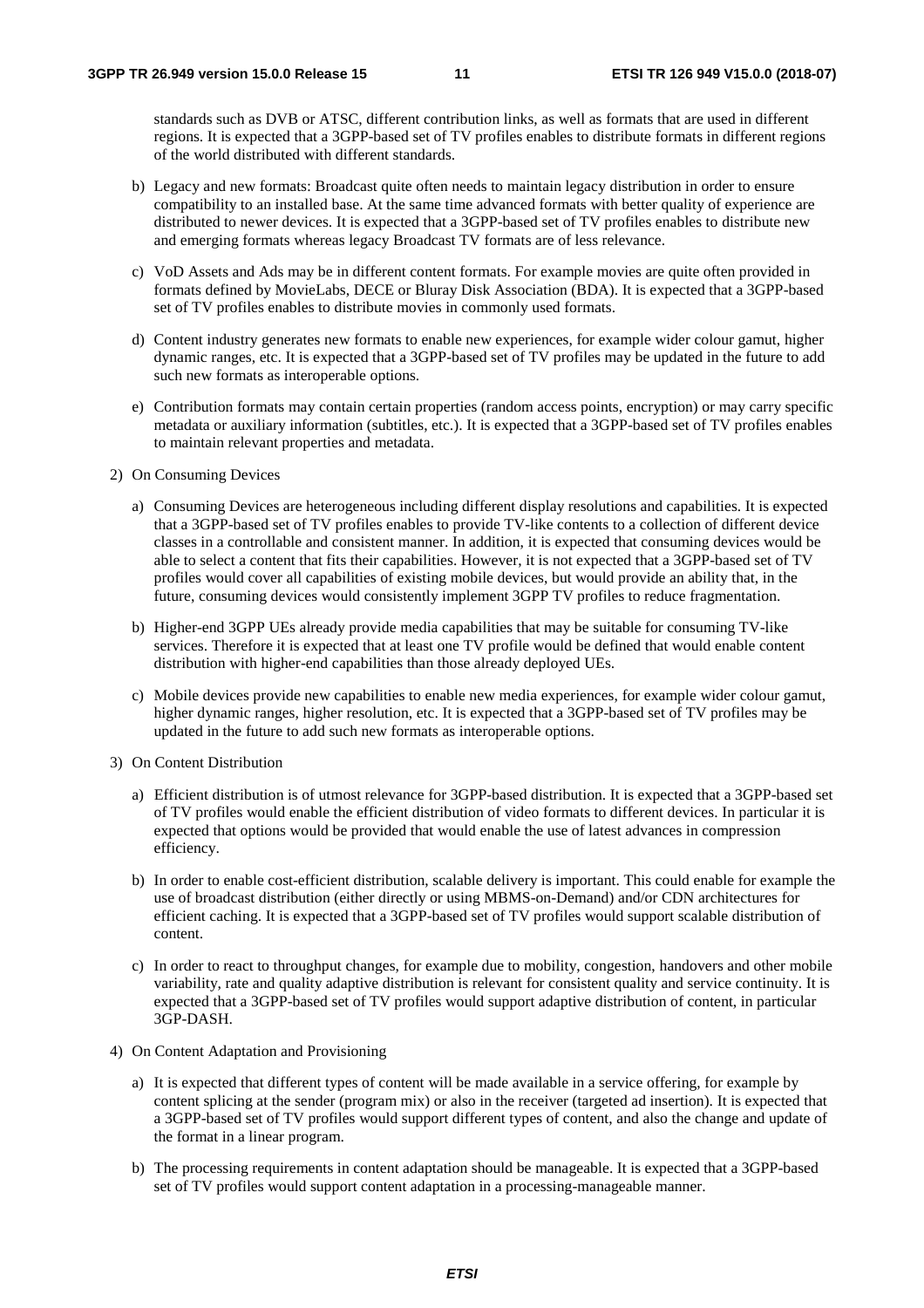standards such as DVB or ATSC, different contribution links, as well as formats that are used in different regions. It is expected that a 3GPP-based set of TV profiles enables to distribute formats in different regions of the world distributed with different standards.

   b) Legacy and new formats: Broadcast quite often needs to maintain legacy distribution in order to ensure compatibility to an installed base. At the same time advanced formats with better quality of experience are distributed to newer devices. It is expected that a 3GPP-based set of TV profiles enables to distribute new and emerging formats whereas legacy Broadcast TV formats are of less relevance.

   c) VoD Assets and Ads may be in different content formats. For example movies are quite often provided in formats defined by MovieLabs, DECE or Bluray Disk Association (BDA). It is expected that a 3GPP-based set of TV profiles enables to distribute movies in commonly used formats.

   d) Content industry generates new formats to enable new experiences, for example wider colour gamut, higher dynamic ranges, etc. It is expected that a 3GPP-based set of TV profiles may be updated in the future to add such new formats as interoperable options.

   e) Contribution formats may contain certain properties (random access points, encryption) or may carry specific metadata or auxiliary information (subtitles, etc.). It is expected that a 3GPP-based set of TV profiles enables to maintain relevant properties and metadata.

2) On Consuming Devices

   a) Consuming Devices are heterogeneous including different display resolutions and capabilities. It is expected that a 3GPP-based set of TV profiles enables to provide TV-like contents to a collection of different device classes in a controllable and consistent manner. In addition, it is expected that consuming devices would be able to select a content that fits their capabilities. However, it is not expected that a 3GPP-based set of TV profiles would cover all capabilities of existing mobile devices, but would provide an ability that, in the future, consuming devices would consistently implement 3GPP TV profiles to reduce fragmentation.

   b) Higher-end 3GPP UEs already provide media capabilities that may be suitable for consuming TV-like services. Therefore it is expected that at least one TV profile would be defined that would enable content distribution with higher-end capabilities than those already deployed UEs.

   c) Mobile devices provide new capabilities to enable new media experiences, for example wider colour gamut, higher dynamic ranges, higher resolution, etc. It is expected that a 3GPP-based set of TV profiles may be updated in the future to add such new formats as interoperable options.

3) On Content Distribution

   a) Efficient distribution is of utmost relevance for 3GPP-based distribution. It is expected that a 3GPP-based set of TV profiles would enable the efficient distribution of video formats to different devices. In particular it is expected that options would be provided that would enable the use of latest advances in compression efficiency.

   b) In order to enable cost-efficient distribution, scalable delivery is important. This could enable for example the use of broadcast distribution (either directly or using MBMS-on-Demand) and/or CDN architectures for efficient caching. It is expected that a 3GPP-based set of TV profiles would support scalable distribution of content.

   c) In order to react to throughput changes, for example due to mobility, congestion, handovers and other mobile variability, rate and quality adaptive distribution is relevant for consistent quality and service continuity. It is expected that a 3GPP-based set of TV profiles would support adaptive distribution of content, in particular 3GP-DASH.

4) On Content Adaptation and Provisioning

   a) It is expected that different types of content will be made available in a service offering, for example by content splicing at the sender (program mix) or also in the receiver (targeted ad insertion). It is expected that a 3GPP-based set of TV profiles would support different types of content, and also the change and update of the format in a linear program.

   b) The processing requirements in content adaptation should be manageable. It is expected that a 3GPP-based set of TV profiles would support content adaptation in a processing-manageable manner.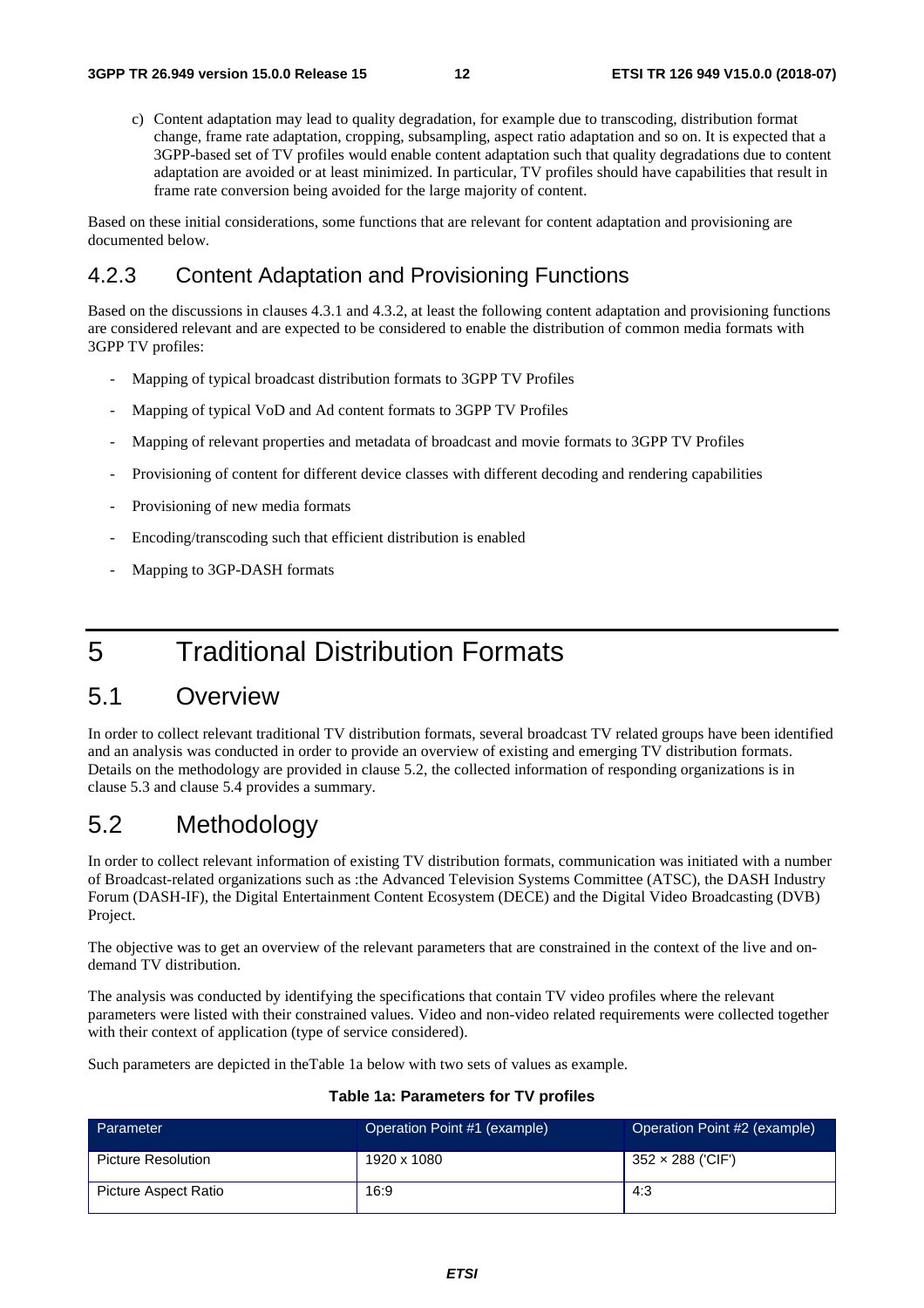c) Content adaptation may lead to quality degradation, for example due to transcoding, distribution format change, frame rate adaptation, cropping, subsampling, aspect ratio adaptation and so on. It is expected that a 3GPP-based set of TV profiles would enable content adaptation such that quality degradations due to content adaptation are avoided or at least minimized. In particular, TV profiles should have capabilities that result in frame rate conversion being avoided for the large majority of content.

Based on these initial considerations, some functions that are relevant for content adaptation and provisioning are documented below.

### 4.2.3 Content Adaptation and Provisioning Functions

Based on the discussions in clauses 4.3.1 and 4.3.2, at least the following content adaptation and provisioning functions are considered relevant and are expected to be considered to enable the distribution of common media formats with 3GPP TV profiles:

- Mapping of typical broadcast distribution formats to 3GPP TV Profiles
- Mapping of typical VoD and Ad content formats to 3GPP TV Profiles
- Mapping of relevant properties and metadata of broadcast and movie formats to 3GPP TV Profiles
- Provisioning of content for different device classes with different decoding and rendering capabilities
- Provisioning of new media formats
- Encoding/transcoding such that efficient distribution is enabled
- Mapping to 3GP-DASH formats

# 5 Traditional Distribution Formats

## 5.1 Overview

In order to collect relevant traditional TV distribution formats, several broadcast TV related groups have been identified and an analysis was conducted in order to provide an overview of existing and emerging TV distribution formats. Details on the methodology are provided in clause 5.2, the collected information of responding organizations is in clause 5.3 and clause 5.4 provides a summary.

## 5.2 Methodology

In order to collect relevant information of existing TV distribution formats, communication was initiated with a number of Broadcast-related organizations such as :the Advanced Television Systems Committee (ATSC), the DASH Industry Forum (DASH-IF), the Digital Entertainment Content Ecosystem (DECE) and the Digital Video Broadcasting (DVB) Project.

The objective was to get an overview of the relevant parameters that are constrained in the context of the live and on-demand TV distribution.

The analysis was conducted by identifying the specifications that contain TV video profiles where the relevant parameters were listed with their constrained values. Video and non-video related requirements were collected together with their context of application (type of service considered).

Such parameters are depicted in theTable 1a below with two sets of values as example.

**Table 1a: Parameters for TV profiles**

| Parameter | Operation Point #1 (example) | Operation Point #2 (example) |
|---|---|---|
| Picture Resolution | 1920 x 1080 | 352 × 288 ('CIF') |
| Picture Aspect Ratio | 16:9 | 4:3 |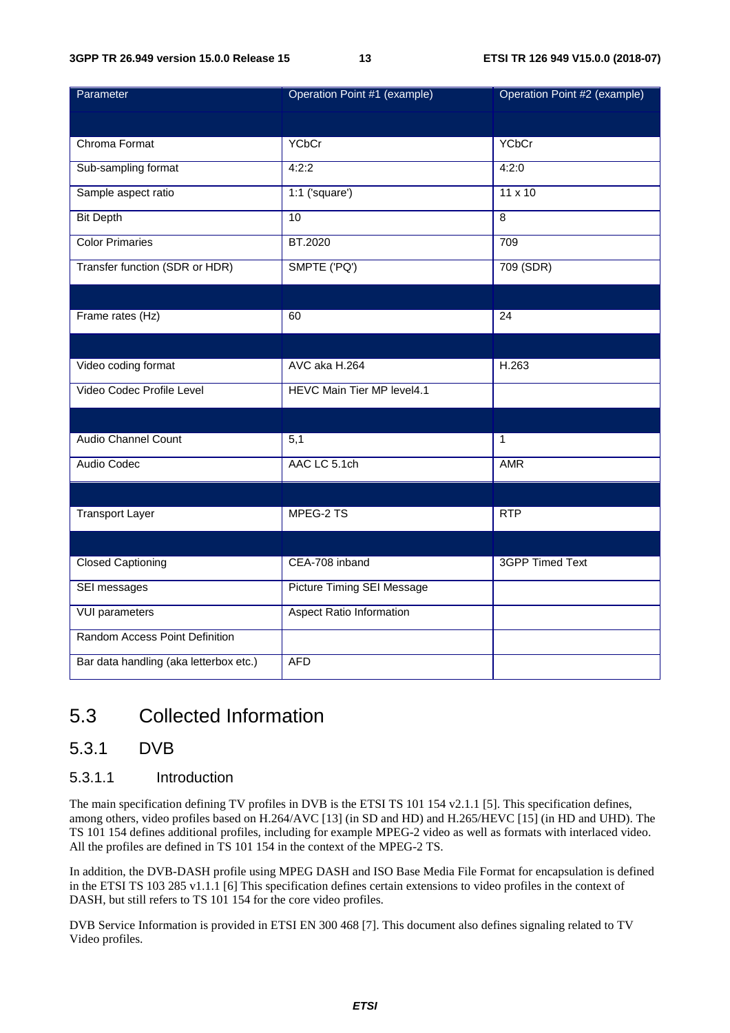| Parameter | Operation Point #1 (example) | Operation Point #2 (example) |
|---|---|---|
| | | |
| Chroma Format | YCbCr | YCbCr |
| Sub-sampling format | 4:2:2 | 4:2:0 |
| Sample aspect ratio | 1:1 ('square') | 11 x 10 |
| Bit Depth | 10 | 8 |
| Color Primaries | BT.2020 | 709 |
| Transfer function (SDR or HDR) | SMPTE ('PQ') | 709 (SDR) |
| | | |
| Frame rates (Hz) | 60 | 24 |
| | | |
| Video coding format | AVC aka H.264 | H.263 |
| Video Codec Profile Level | HEVC Main Tier MP level4.1 | |
| | | |
| Audio Channel Count | 5,1 | 1 |
| Audio Codec | AAC LC 5.1ch | AMR |
| | | |
| Transport Layer | MPEG-2 TS | RTP |
| | | |
| Closed Captioning | CEA-708 inband | 3GPP Timed Text |
| SEI messages | Picture Timing SEI Message | |
| VUI parameters | Aspect Ratio Information | |
| Random Access Point Definition | | |
| Bar data handling (aka letterbox etc.) | AFD | |

# 5.3 Collected Information

## 5.3.1 DVB

### 5.3.1.1 Introduction

The main specification defining TV profiles in DVB is the ETSI TS 101 154 v2.1.1 [5]. This specification defines, among others, video profiles based on H.264/AVC [13] (in SD and HD) and H.265/HEVC [15] (in HD and UHD). The TS 101 154 defines additional profiles, including for example MPEG-2 video as well as formats with interlaced video. All the profiles are defined in TS 101 154 in the context of the MPEG-2 TS.

In addition, the DVB-DASH profile using MPEG DASH and ISO Base Media File Format for encapsulation is defined in the ETSI TS 103 285 v1.1.1 [6] This specification defines certain extensions to video profiles in the context of DASH, but still refers to TS 101 154 for the core video profiles.

DVB Service Information is provided in ETSI EN 300 468 [7]. This document also defines signaling related to TV Video profiles.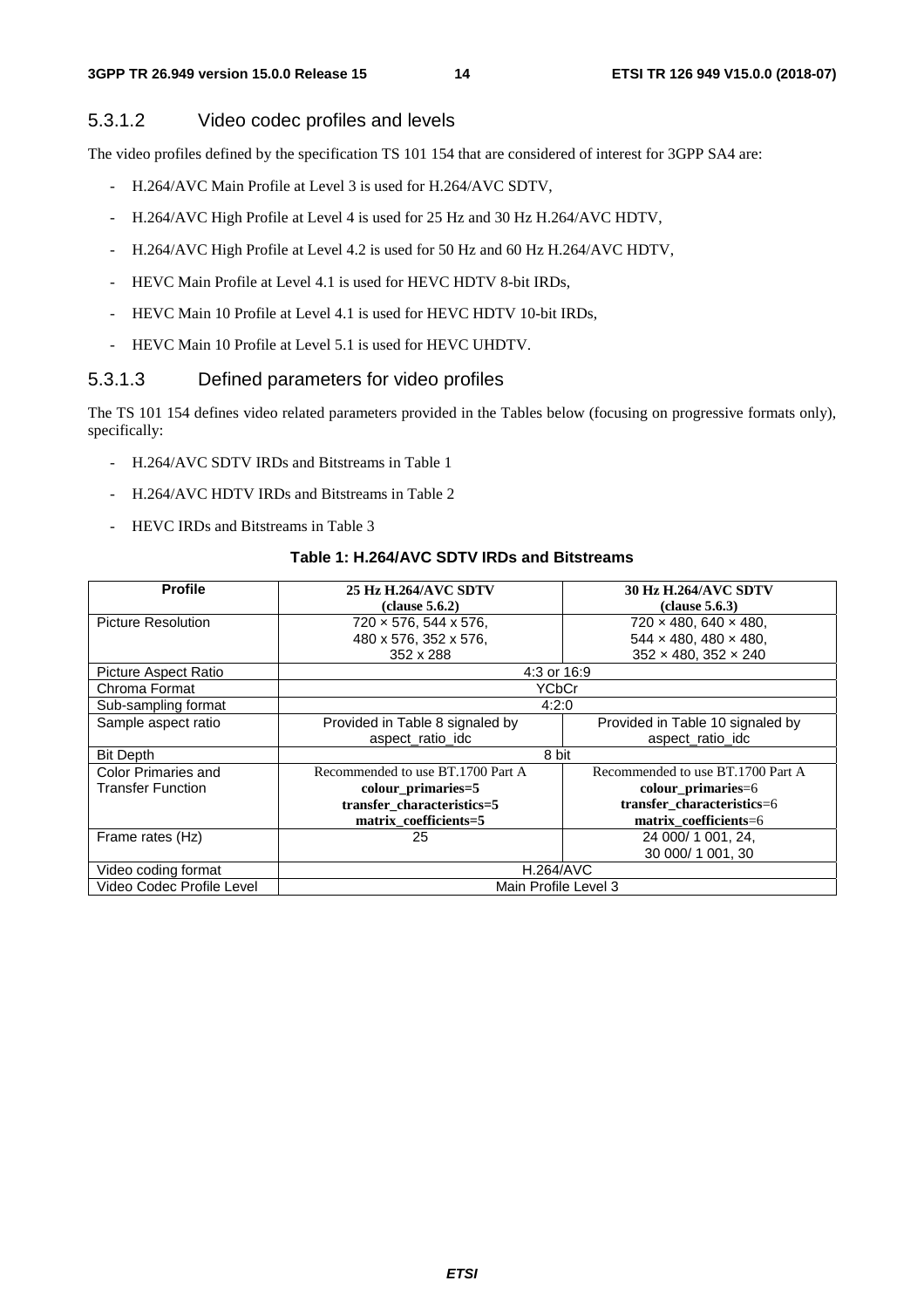### 5.3.1.2 Video codec profiles and levels

The video profiles defined by the specification TS 101 154 that are considered of interest for 3GPP SA4 are:

- H.264/AVC Main Profile at Level 3 is used for H.264/AVC SDTV,
- H.264/AVC High Profile at Level 4 is used for 25 Hz and 30 Hz H.264/AVC HDTV,
- H.264/AVC High Profile at Level 4.2 is used for 50 Hz and 60 Hz H.264/AVC HDTV,
- HEVC Main Profile at Level 4.1 is used for HEVC HDTV 8-bit IRDs,
- HEVC Main 10 Profile at Level 4.1 is used for HEVC HDTV 10-bit IRDs,
- HEVC Main 10 Profile at Level 5.1 is used for HEVC UHDTV.

### 5.3.1.3 Defined parameters for video profiles

The TS 101 154 defines video related parameters provided in the Tables below (focusing on progressive formats only), specifically:

- H.264/AVC SDTV IRDs and Bitstreams in Table 1
- H.264/AVC HDTV IRDs and Bitstreams in Table 2
- HEVC IRDs and Bitstreams in Table 3

**Table 1: H.264/AVC SDTV IRDs and Bitstreams**

| Profile | 25 Hz H.264/AVC SDTV (clause 5.6.2) | 30 Hz H.264/AVC SDTV (clause 5.6.3) |
|---|---|---|
| Picture Resolution | 720 × 576, 544 x 576, 480 x 576, 352 x 576, 352 x 288 | 720 × 480, 640 × 480, 544 × 480, 480 × 480, 352 × 480, 352 × 240 |
| Picture Aspect Ratio | 4:3 or 16:9 | |
| Chroma Format | YCbCr | |
| Sub-sampling format | 4:2:0 | |
| Sample aspect ratio | Provided in Table 8 signaled by aspect_ratio_idc | Provided in Table 10 signaled by aspect_ratio_idc |
| Bit Depth | 8 bit | |
| Color Primaries and Transfer Function | Recommended to use BT.1700 Part A **colour_primaries=5** **transfer_characteristics=5** **matrix_coefficients=5** | Recommended to use BT.1700 Part A **colour_primaries**=6 **transfer_characteristics**=6 **matrix_coefficients**=6 |
| Frame rates (Hz) | 25 | 24 000/ 1 001, 24, 30 000/ 1 001, 30 |
| Video coding format | H.264/AVC | |
| Video Codec Profile Level | Main Profile Level 3 | |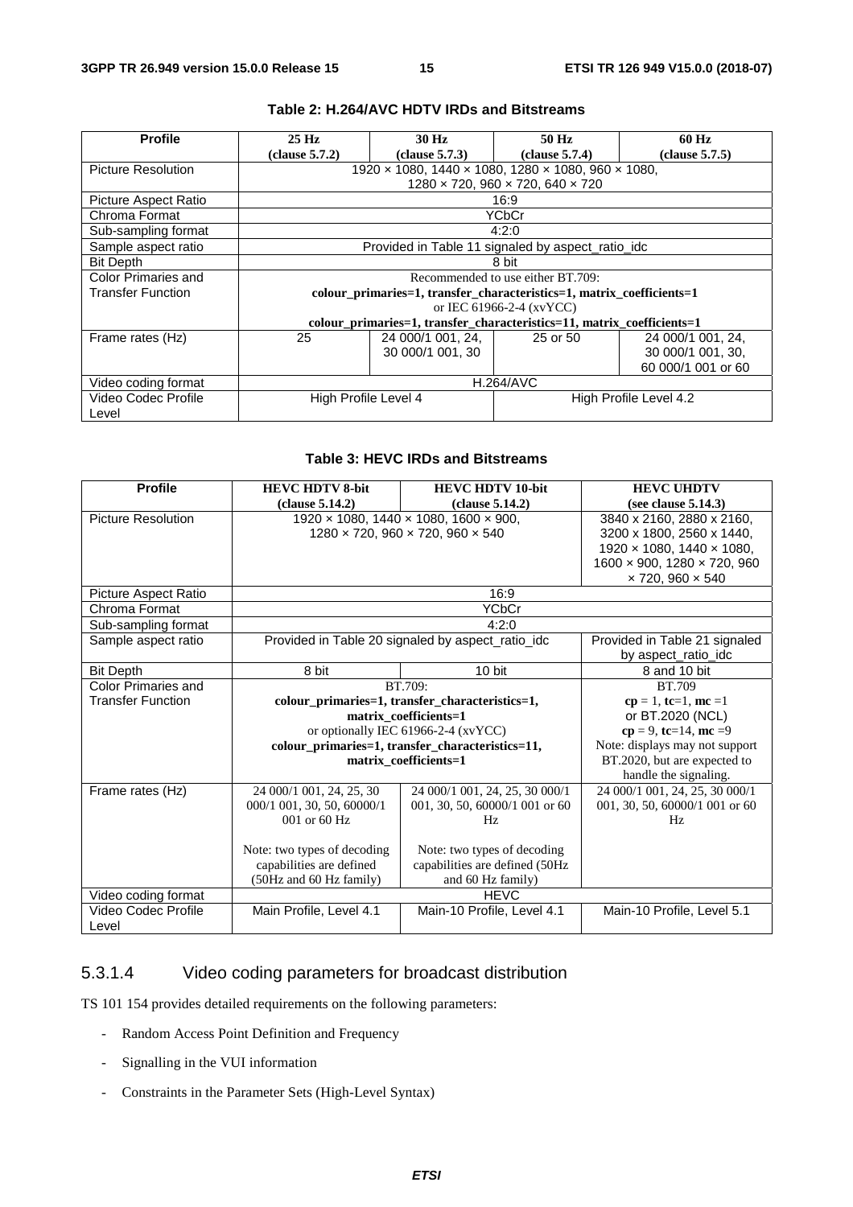**Table 2: H.264/AVC HDTV IRDs and Bitstreams**

| Profile | 25 Hz (clause 5.7.2) | 30 Hz (clause 5.7.3) | 50 Hz (clause 5.7.4) | 60 Hz (clause 5.7.5) |
|---|---|---|---|---|
| Picture Resolution | 1920 × 1080, 1440 × 1080, 1280 × 1080, 960 × 1080, 1280 × 720, 960 × 720, 640 × 720 | | | |
| Picture Aspect Ratio | 16:9 | | | |
| Chroma Format | YCbCr | | | |
| Sub-sampling format | 4:2:0 | | | |
| Sample aspect ratio | Provided in Table 11 signaled by aspect_ratio_idc | | | |
| Bit Depth | 8 bit | | | |
| Color Primaries and Transfer Function | Recommended to use either BT.709: **colour_primaries=1, transfer_characteristics=1, matrix_coefficients=1** or IEC 61966-2-4 (xvYCC) **colour_primaries=1, transfer_characteristics=11, matrix_coefficients=1** | | | |
| Frame rates (Hz) | 25 | 24 000/1 001, 24, 30 000/1 001, 30 | 25 or 50 | 24 000/1 001, 24, 30 000/1 001, 30, 60 000/1 001 or 60 |
| Video coding format | H.264/AVC | | | |
| Video Codec Profile Level | High Profile Level 4 | | High Profile Level 4.2 | |

**Table 3: HEVC IRDs and Bitstreams**

| Profile | HEVC HDTV 8-bit (clause 5.14.2) | HEVC HDTV 10-bit (clause 5.14.2) | HEVC UHDTV (see clause 5.14.3) |
|---|---|---|---|
| Picture Resolution | 1920 × 1080, 1440 × 1080, 1600 × 900, 1280 × 720, 960 × 720, 960 × 540 | | 3840 x 2160, 2880 x 2160, 3200 x 1800, 2560 x 1440, 1920 × 1080, 1440 × 1080, 1600 × 900, 1280 × 720, 960 × 720, 960 × 540 |
| Picture Aspect Ratio | 16:9 | | |
| Chroma Format | YCbCr | | |
| Sub-sampling format | 4:2:0 | | |
| Sample aspect ratio | Provided in Table 20 signaled by aspect_ratio_idc | | Provided in Table 21 signaled by aspect_ratio_idc |
| Bit Depth | 8 bit | 10 bit | 8 and 10 bit |
| Color Primaries and Transfer Function | BT.709: **colour_primaries=1, transfer_characteristics=1, matrix_coefficients=1** or optionally IEC 61966-2-4 (xvYCC) **colour_primaries=1, transfer_characteristics=11, matrix_coefficients=1** | | BT.709 **cp** = 1, **tc**=1, **mc** =1 or BT.2020 (NCL) **cp** = 9, **tc**=14, **mc** =9 Note: displays may not support BT.2020, but are expected to handle the signaling. |
| Frame rates (Hz) | 24 000/1 001, 24, 25, 30 000/1 001, 30, 50, 60000/1 001 or 60 Hz<br><br>Note: two types of decoding capabilities are defined (50Hz and 60 Hz family) | 24 000/1 001, 24, 25, 30 000/1 001, 30, 50, 60000/1 001 or 60 Hz<br><br>Note: two types of decoding capabilities are defined (50Hz and 60 Hz family) | 24 000/1 001, 24, 25, 30 000/1 001, 30, 50, 60000/1 001 or 60 Hz |
| Video coding format | HEVC | | |
| Video Codec Profile Level | Main Profile, Level 4.1 | Main-10 Profile, Level 4.1 | Main-10 Profile, Level 5.1 |

#### 5.3.1.4 Video coding parameters for broadcast distribution

TS 101 154 provides detailed requirements on the following parameters:

- Random Access Point Definition and Frequency
- Signalling in the VUI information
- Constraints in the Parameter Sets (High-Level Syntax)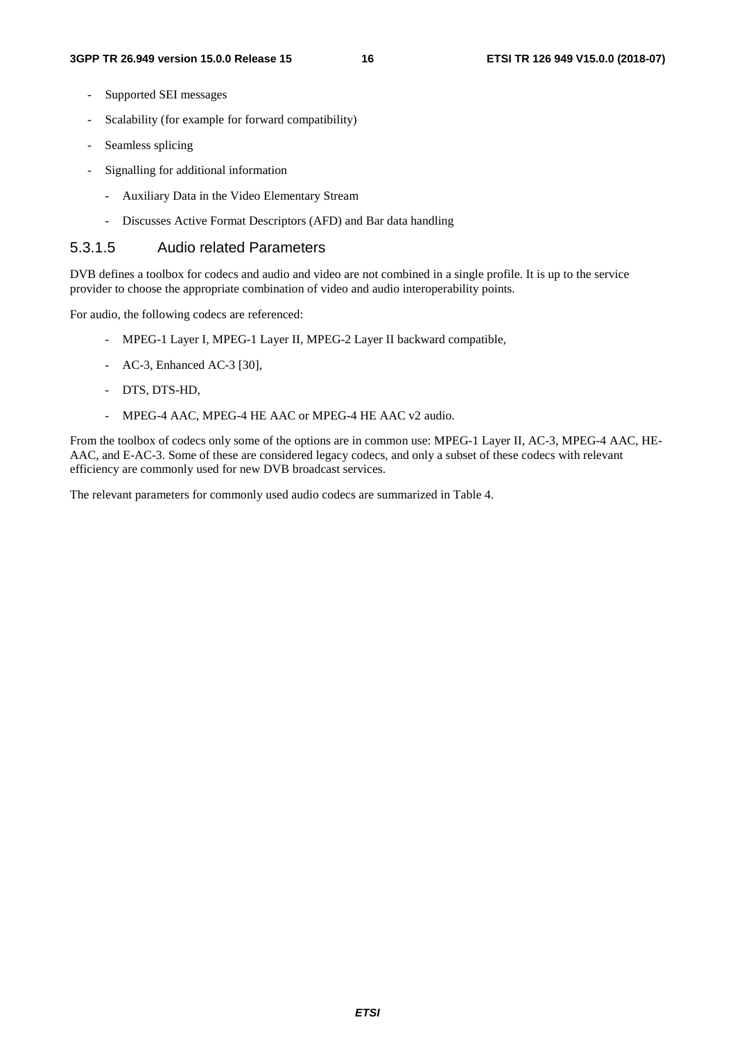- Supported SEI messages
- Scalability (for example for forward compatibility)
- Seamless splicing
- Signalling for additional information
  - Auxiliary Data in the Video Elementary Stream
  - Discusses Active Format Descriptors (AFD) and Bar data handling

#### 5.3.1.5 Audio related Parameters

DVB defines a toolbox for codecs and audio and video are not combined in a single profile. It is up to the service provider to choose the appropriate combination of video and audio interoperability points.

For audio, the following codecs are referenced:

- MPEG-1 Layer I, MPEG-1 Layer II, MPEG-2 Layer II backward compatible,
- AC-3, Enhanced AC-3 [30],
- DTS, DTS-HD,
- MPEG-4 AAC, MPEG-4 HE AAC or MPEG-4 HE AAC v2 audio.

From the toolbox of codecs only some of the options are in common use: MPEG-1 Layer II, AC-3, MPEG-4 AAC, HE-AAC, and E-AC-3. Some of these are considered legacy codecs, and only a subset of these codecs with relevant efficiency are commonly used for new DVB broadcast services.

The relevant parameters for commonly used audio codecs are summarized in Table 4.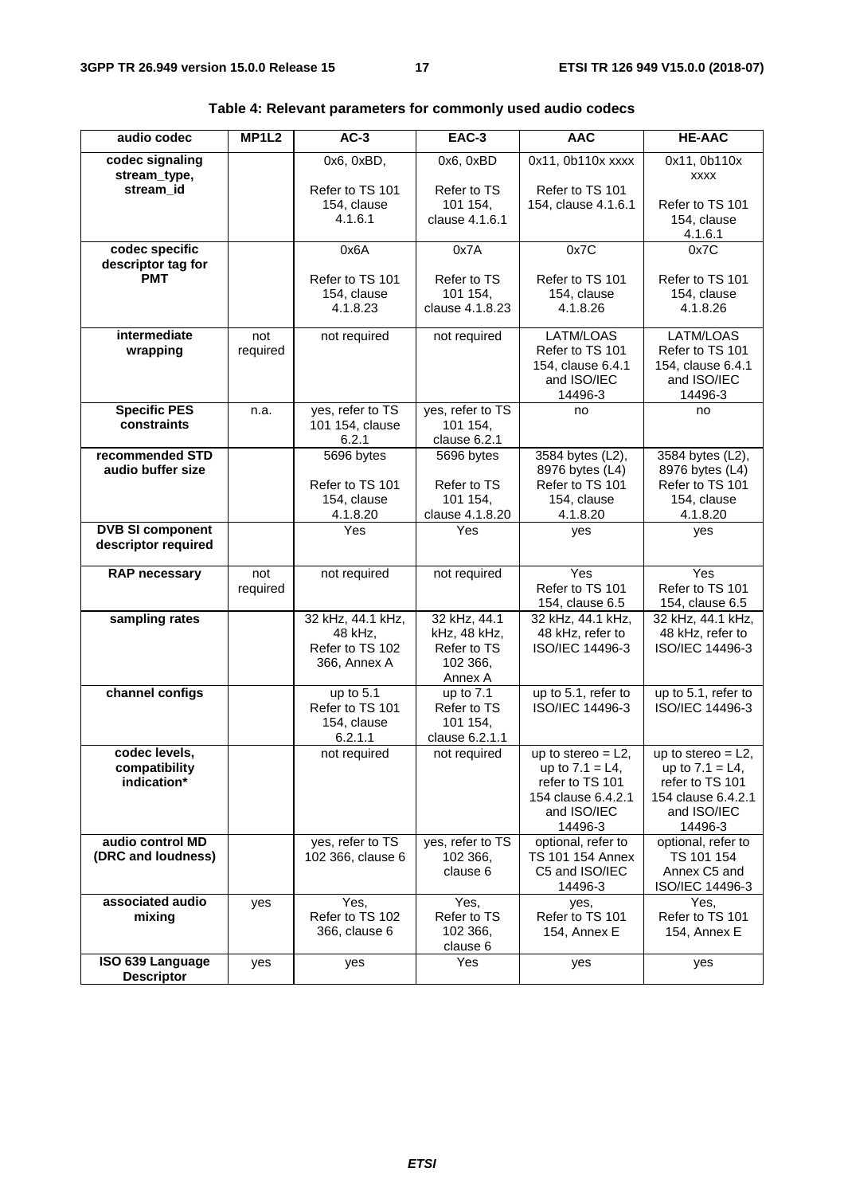**Table 4: Relevant parameters for commonly used audio codecs**

| audio codec | MP1L2 | AC-3 | EAC-3 | AAC | HE-AAC |
|---|---|---|---|---|---|
| **codec signaling stream_type, stream_id** | | 0x6, 0xBD, Refer to TS 101 154, clause 4.1.6.1 | 0x6, 0xBD Refer to TS 101 154, clause 4.1.6.1 | 0x11, 0b110x xxxx Refer to TS 101 154, clause 4.1.6.1 | 0x11, 0b110x xxxx Refer to TS 101 154, clause 4.1.6.1 |
| **codec specific descriptor tag for PMT** | | 0x6A Refer to TS 101 154, clause 4.1.8.23 | 0x7A Refer to TS 101 154, clause 4.1.8.23 | 0x7C Refer to TS 101 154, clause 4.1.8.26 | 0x7C Refer to TS 101 154, clause 4.1.8.26 |
| **intermediate wrapping** | not required | not required | not required | LATM/LOAS Refer to TS 101 154, clause 6.4.1 and ISO/IEC 14496-3 | LATM/LOAS Refer to TS 101 154, clause 6.4.1 and ISO/IEC 14496-3 |
| **Specific PES constraints** | n.a. | yes, refer to TS 101 154, clause 6.2.1 | yes, refer to TS 101 154, clause 6.2.1 | no | no |
| **recommended STD audio buffer size** | | 5696 bytes Refer to TS 101 154, clause 4.1.8.20 | 5696 bytes Refer to TS 101 154, clause 4.1.8.20 | 3584 bytes (L2), 8976 bytes (L4) Refer to TS 101 154, clause 4.1.8.20 | 3584 bytes (L2), 8976 bytes (L4) Refer to TS 101 154, clause 4.1.8.20 |
| **DVB SI component descriptor required** | | Yes | Yes | yes | yes |
| **RAP necessary** | not required | not required | not required | Yes Refer to TS 101 154, clause 6.5 | Yes Refer to TS 101 154, clause 6.5 |
| **sampling rates** | | 32 kHz, 44.1 kHz, 48 kHz, Refer to TS 102 366, Annex A | 32 kHz, 44.1 kHz, 48 kHz, Refer to TS 102 366, Annex A | 32 kHz, 44.1 kHz, 48 kHz, refer to ISO/IEC 14496-3 | 32 kHz, 44.1 kHz, 48 kHz, refer to ISO/IEC 14496-3 |
| **channel configs** | | up to 5.1 Refer to TS 101 154, clause 6.2.1.1 | up to 7.1 Refer to TS 101 154, clause 6.2.1.1 | up to 5.1, refer to ISO/IEC 14496-3 | up to 5.1, refer to ISO/IEC 14496-3 |
| **codec levels, compatibility indication*** | | not required | not required | up to stereo = L2, up to 7.1 = L4, refer to TS 101 154 clause 6.4.2.1 and ISO/IEC 14496-3 | up to stereo = L2, up to 7.1 = L4, refer to TS 101 154 clause 6.4.2.1 and ISO/IEC 14496-3 |
| **audio control MD (DRC and loudness)** | | yes, refer to TS 102 366, clause 6 | yes, refer to TS 102 366, clause 6 | optional, refer to TS 101 154 Annex C5 and ISO/IEC 14496-3 | optional, refer to TS 101 154 Annex C5 and ISO/IEC 14496-3 |
| **associated audio mixing** | yes | Yes, Refer to TS 102 366, clause 6 | Yes, Refer to TS 102 366, clause 6 | yes, Refer to TS 101 154, Annex E | Yes, Refer to TS 101 154, Annex E |
| **ISO 639 Language Descriptor** | yes | yes | Yes | yes | yes |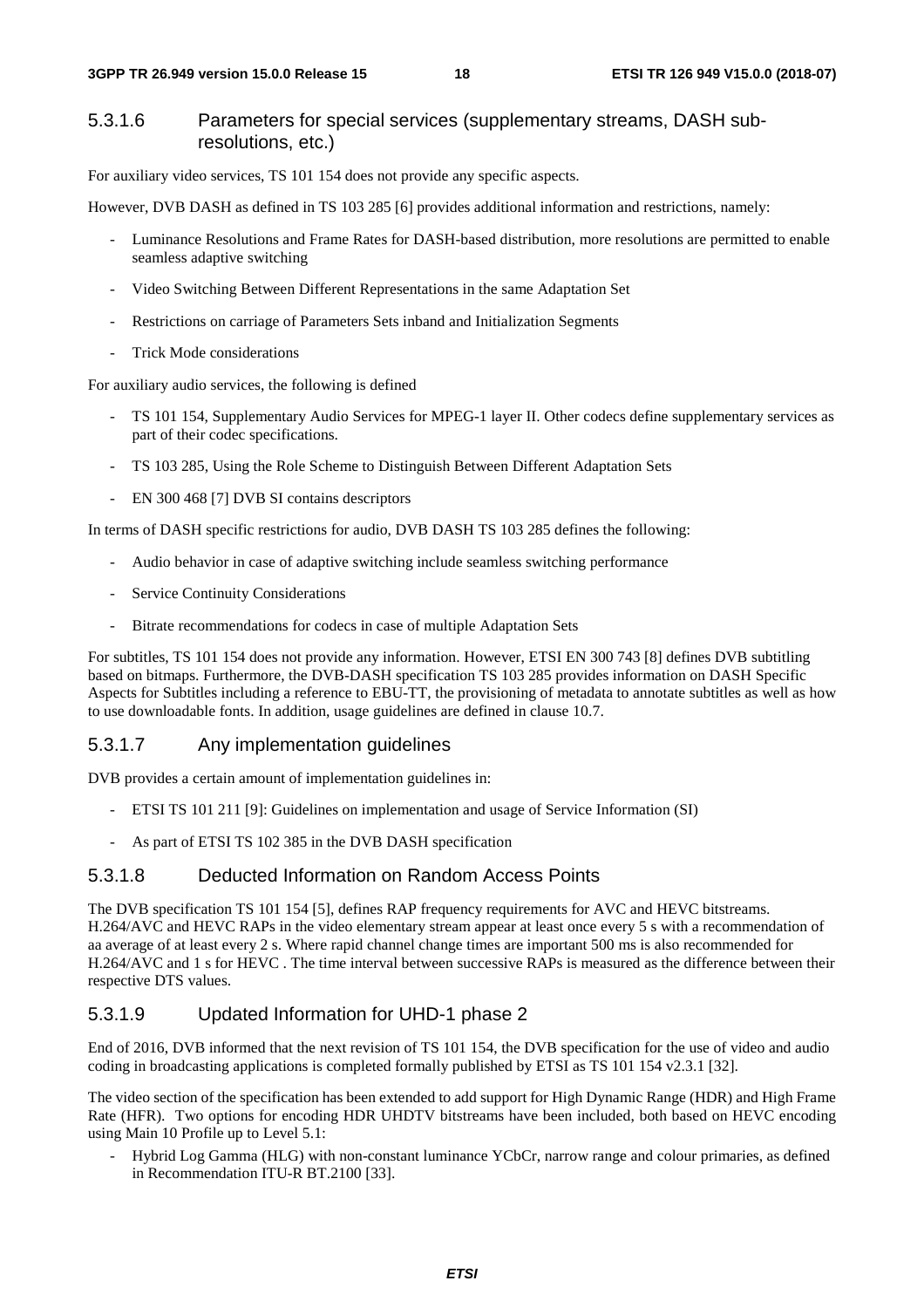#### 5.3.1.6 Parameters for special services (supplementary streams, DASH sub-resolutions, etc.)

For auxiliary video services, TS 101 154 does not provide any specific aspects.

However, DVB DASH as defined in TS 103 285 [6] provides additional information and restrictions, namely:

- Luminance Resolutions and Frame Rates for DASH-based distribution, more resolutions are permitted to enable seamless adaptive switching
- Video Switching Between Different Representations in the same Adaptation Set
- Restrictions on carriage of Parameters Sets inband and Initialization Segments
- Trick Mode considerations

For auxiliary audio services, the following is defined

- TS 101 154, Supplementary Audio Services for MPEG-1 layer II. Other codecs define supplementary services as part of their codec specifications.
- TS 103 285, Using the Role Scheme to Distinguish Between Different Adaptation Sets
- EN 300 468 [7] DVB SI contains descriptors

In terms of DASH specific restrictions for audio, DVB DASH TS 103 285 defines the following:

- Audio behavior in case of adaptive switching include seamless switching performance
- Service Continuity Considerations
- Bitrate recommendations for codecs in case of multiple Adaptation Sets

For subtitles, TS 101 154 does not provide any information. However, ETSI EN 300 743 [8] defines DVB subtitling based on bitmaps. Furthermore, the DVB-DASH specification TS 103 285 provides information on DASH Specific Aspects for Subtitles including a reference to EBU-TT, the provisioning of metadata to annotate subtitles as well as how to use downloadable fonts. In addition, usage guidelines are defined in clause 10.7.

#### 5.3.1.7 Any implementation guidelines

DVB provides a certain amount of implementation guidelines in:

- ETSI TS 101 211 [9]: Guidelines on implementation and usage of Service Information (SI)
- As part of ETSI TS 102 385 in the DVB DASH specification

#### 5.3.1.8 Deducted Information on Random Access Points

The DVB specification TS 101 154 [5], defines RAP frequency requirements for AVC and HEVC bitstreams. H.264/AVC and HEVC RAPs in the video elementary stream appear at least once every 5 s with a recommendation of aa average of at least every 2 s. Where rapid channel change times are important 500 ms is also recommended for H.264/AVC and 1 s for HEVC . The time interval between successive RAPs is measured as the difference between their respective DTS values.

#### 5.3.1.9 Updated Information for UHD-1 phase 2

End of 2016, DVB informed that the next revision of TS 101 154, the DVB specification for the use of video and audio coding in broadcasting applications is completed formally published by ETSI as TS 101 154 v2.3.1 [32].

The video section of the specification has been extended to add support for High Dynamic Range (HDR) and High Frame Rate (HFR). Two options for encoding HDR UHDTV bitstreams have been included, both based on HEVC encoding using Main 10 Profile up to Level 5.1:

- Hybrid Log Gamma (HLG) with non-constant luminance YCbCr, narrow range and colour primaries, as defined in Recommendation ITU-R BT.2100 [33].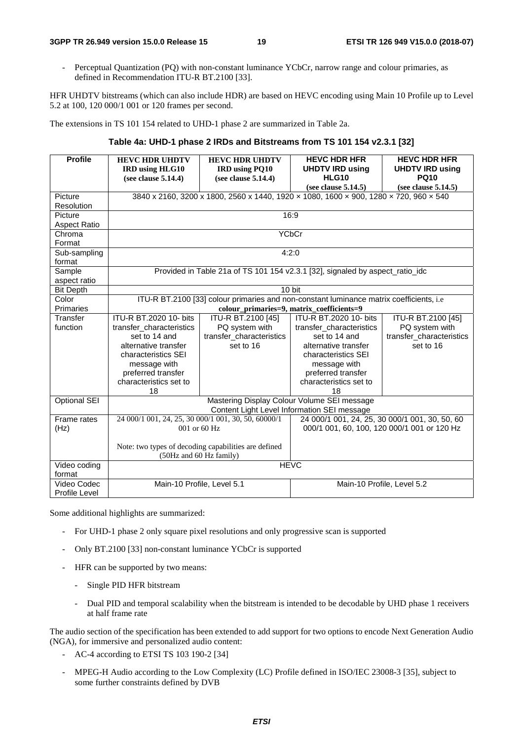- Perceptual Quantization (PQ) with non-constant luminance YCbCr, narrow range and colour primaries, as defined in Recommendation ITU-R BT.2100 [33].

HFR UHDTV bitstreams (which can also include HDR) are based on HEVC encoding using Main 10 Profile up to Level 5.2 at 100, 120 000/1 001 or 120 frames per second.

The extensions in TS 101 154 related to UHD-1 phase 2 are summarized in Table 2a.

**Table 4a: UHD-1 phase 2 IRDs and Bitstreams from TS 101 154 v2.3.1 [32]**

| Profile | HEVC HDR UHDTV IRD using HLG10 (see clause 5.14.4) | HEVC HDR UHDTV IRD using PQ10 (see clause 5.14.4) | HEVC HDR HFR UHDTV IRD using HLG10 (see clause 5.14.5) | HEVC HDR HFR UHDTV IRD using PQ10 (see clause 5.14.5) |
|---|---|---|---|---|
| Picture Resolution | 3840 x 2160, 3200 x 1800, 2560 x 1440, 1920 × 1080, 1600 × 900, 1280 × 720, 960 × 540 | | | |
| Picture Aspect Ratio | 16:9 | | | |
| Chroma Format | YCbCr | | | |
| Sub-sampling format | 4:2:0 | | | |
| Sample aspect ratio | Provided in Table 21a of TS 101 154 v2.3.1 [32], signaled by aspect_ratio_idc | | | |
| Bit Depth | 10 bit | | | |
| Color Primaries | ITU-R BT.2100 [33] colour primaries and non-constant luminance matrix coefficients, i.e **colour_primaries=9, matrix_coefficients=9** | | | |
| Transfer function | ITU-R BT.2020 10- bits transfer_characteristics set to 14 and alternative transfer characteristics SEI message with preferred transfer characteristics set to 18 | ITU-R BT.2100 [45] PQ system with transfer_characteristics set to 16 | ITU-R BT.2020 10- bits transfer_characteristics set to 14 and alternative transfer characteristics SEI message with preferred transfer characteristics set to 18 | ITU-R BT.2100 [45] PQ system with transfer_characteristics set to 16 |
| Optional SEI | Mastering Display Colour Volume SEI message<br>Content Light Level Information SEI message | | | |
| Frame rates (Hz) | 24 000/1 001, 24, 25, 30 000/1 001, 30, 60000/1 001 or 60 Hz<br><br>Note: two types of decoding capabilities are defined (50Hz and 60 Hz family) | | 24 000/1 001, 24, 25, 30 000/1 001, 30, 50, 60 000/1 001, 60, 100, 120 000/1 001 or 120 Hz | |
| Video coding format | HEVC | | | |
| Video Codec Profile Level | Main-10 Profile, Level 5.1 | | Main-10 Profile, Level 5.2 | |

Some additional highlights are summarized:

- For UHD-1 phase 2 only square pixel resolutions and only progressive scan is supported
- Only BT.2100 [33] non-constant luminance YCbCr is supported
- HFR can be supported by two means:
  - Single PID HFR bitstream
  - Dual PID and temporal scalability when the bitstream is intended to be decodable by UHD phase 1 receivers at half frame rate

The audio section of the specification has been extended to add support for two options to encode Next Generation Audio (NGA), for immersive and personalized audio content:

- AC-4 according to ETSI TS 103 190-2 [34]
- MPEG-H Audio according to the Low Complexity (LC) Profile defined in ISO/IEC 23008-3 [35], subject to some further constraints defined by DVB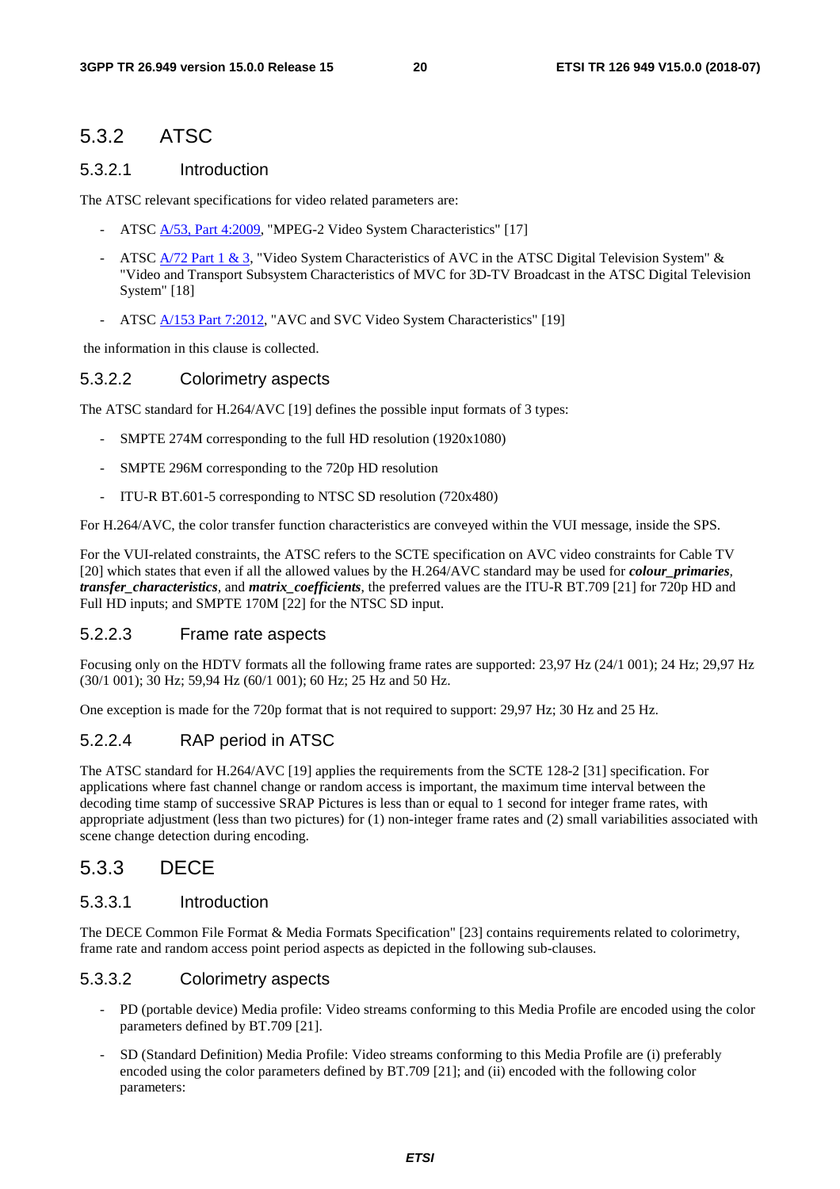### 5.3.2 ATSC

#### 5.3.2.1 Introduction

The ATSC relevant specifications for video related parameters are:

- ATSC A/53, Part 4:2009, "MPEG-2 Video System Characteristics" [17]
- ATSC A/72 Part 1 & 3, "Video System Characteristics of AVC in the ATSC Digital Television System" & "Video and Transport Subsystem Characteristics of MVC for 3D-TV Broadcast in the ATSC Digital Television System" [18]
- ATSC A/153 Part 7:2012, "AVC and SVC Video System Characteristics" [19]

the information in this clause is collected.

#### 5.3.2.2 Colorimetry aspects

The ATSC standard for H.264/AVC [19] defines the possible input formats of 3 types:

- SMPTE 274M corresponding to the full HD resolution (1920x1080)
- SMPTE 296M corresponding to the 720p HD resolution
- ITU-R BT.601-5 corresponding to NTSC SD resolution (720x480)

For H.264/AVC, the color transfer function characteristics are conveyed within the VUI message, inside the SPS.

For the VUI-related constraints, the ATSC refers to the SCTE specification on AVC video constraints for Cable TV [20] which states that even if all the allowed values by the H.264/AVC standard may be used for ***colour_primaries***, ***transfer_characteristics***, and ***matrix_coefficients***, the preferred values are the ITU-R BT.709 [21] for 720p HD and Full HD inputs; and SMPTE 170M [22] for the NTSC SD input.

#### 5.2.2.3 Frame rate aspects

Focusing only on the HDTV formats all the following frame rates are supported: 23,97 Hz (24/1 001); 24 Hz; 29,97 Hz (30/1 001); 30 Hz; 59,94 Hz (60/1 001); 60 Hz; 25 Hz and 50 Hz.

One exception is made for the 720p format that is not required to support: 29,97 Hz; 30 Hz and 25 Hz.

#### 5.2.2.4 RAP period in ATSC

The ATSC standard for H.264/AVC [19] applies the requirements from the SCTE 128-2 [31] specification. For applications where fast channel change or random access is important, the maximum time interval between the decoding time stamp of successive SRAP Pictures is less than or equal to 1 second for integer frame rates, with appropriate adjustment (less than two pictures) for (1) non-integer frame rates and (2) small variabilities associated with scene change detection during encoding.

### 5.3.3 DECE

#### 5.3.3.1 Introduction

The DECE Common File Format & Media Formats Specification" [23] contains requirements related to colorimetry, frame rate and random access point period aspects as depicted in the following sub-clauses.

#### 5.3.3.2 Colorimetry aspects

- PD (portable device) Media profile: Video streams conforming to this Media Profile are encoded using the color parameters defined by BT.709 [21].
- SD (Standard Definition) Media Profile: Video streams conforming to this Media Profile are (i) preferably encoded using the color parameters defined by BT.709 [21]; and (ii) encoded with the following color parameters: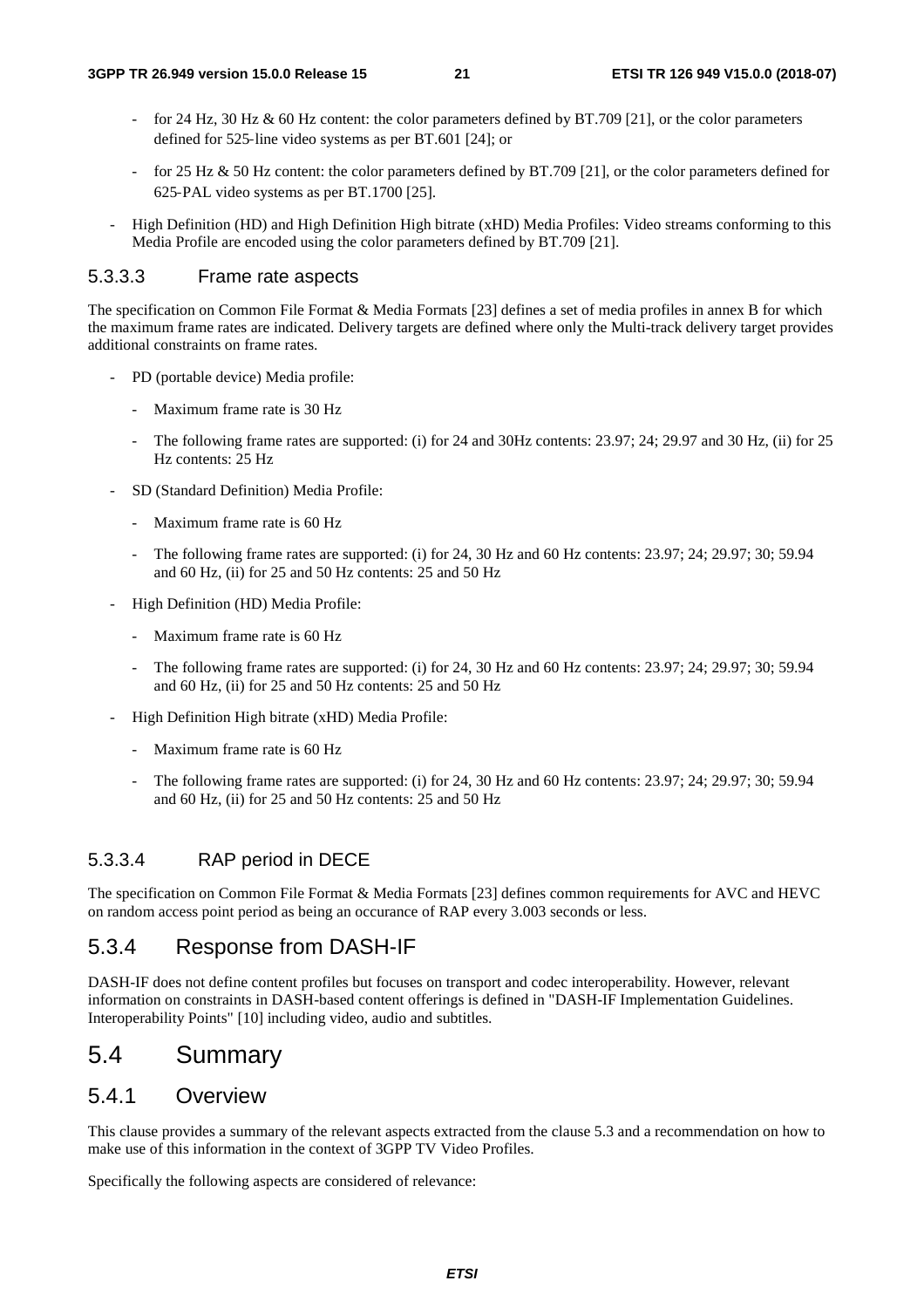- for 24 Hz, 30 Hz & 60 Hz content: the color parameters defined by BT.709 [21], or the color parameters defined for 525-line video systems as per BT.601 [24]; or
- for 25 Hz & 50 Hz content: the color parameters defined by BT.709 [21], or the color parameters defined for 625-PAL video systems as per BT.1700 [25].

- High Definition (HD) and High Definition High bitrate (xHD) Media Profiles: Video streams conforming to this Media Profile are encoded using the color parameters defined by BT.709 [21].

#### 5.3.3.3 Frame rate aspects

The specification on Common File Format & Media Formats [23] defines a set of media profiles in annex B for which the maximum frame rates are indicated. Delivery targets are defined where only the Multi-track delivery target provides additional constraints on frame rates.

- PD (portable device) Media profile:
  - Maximum frame rate is 30 Hz
  - The following frame rates are supported: (i) for 24 and 30Hz contents: 23.97; 24; 29.97 and 30 Hz, (ii) for 25 Hz contents: 25 Hz
- SD (Standard Definition) Media Profile:
  - Maximum frame rate is 60 Hz
  - The following frame rates are supported: (i) for 24, 30 Hz and 60 Hz contents: 23.97; 24; 29.97; 30; 59.94 and 60 Hz, (ii) for 25 and 50 Hz contents: 25 and 50 Hz
- High Definition (HD) Media Profile:
  - Maximum frame rate is 60 Hz
  - The following frame rates are supported: (i) for 24, 30 Hz and 60 Hz contents: 23.97; 24; 29.97; 30; 59.94 and 60 Hz, (ii) for 25 and 50 Hz contents: 25 and 50 Hz
- High Definition High bitrate (xHD) Media Profile:
  - Maximum frame rate is 60 Hz
  - The following frame rates are supported: (i) for 24, 30 Hz and 60 Hz contents: 23.97; 24; 29.97; 30; 59.94 and 60 Hz, (ii) for 25 and 50 Hz contents: 25 and 50 Hz

#### 5.3.3.4 RAP period in DECE

The specification on Common File Format & Media Formats [23] defines common requirements for AVC and HEVC on random access point period as being an occurance of RAP every 3.003 seconds or less.

### 5.3.4 Response from DASH-IF

DASH-IF does not define content profiles but focuses on transport and codec interoperability. However, relevant information on constraints in DASH-based content offerings is defined in "DASH-IF Implementation Guidelines. Interoperability Points" [10] including video, audio and subtitles.

## 5.4 Summary

### 5.4.1 Overview

This clause provides a summary of the relevant aspects extracted from the clause 5.3 and a recommendation on how to make use of this information in the context of 3GPP TV Video Profiles.

Specifically the following aspects are considered of relevance: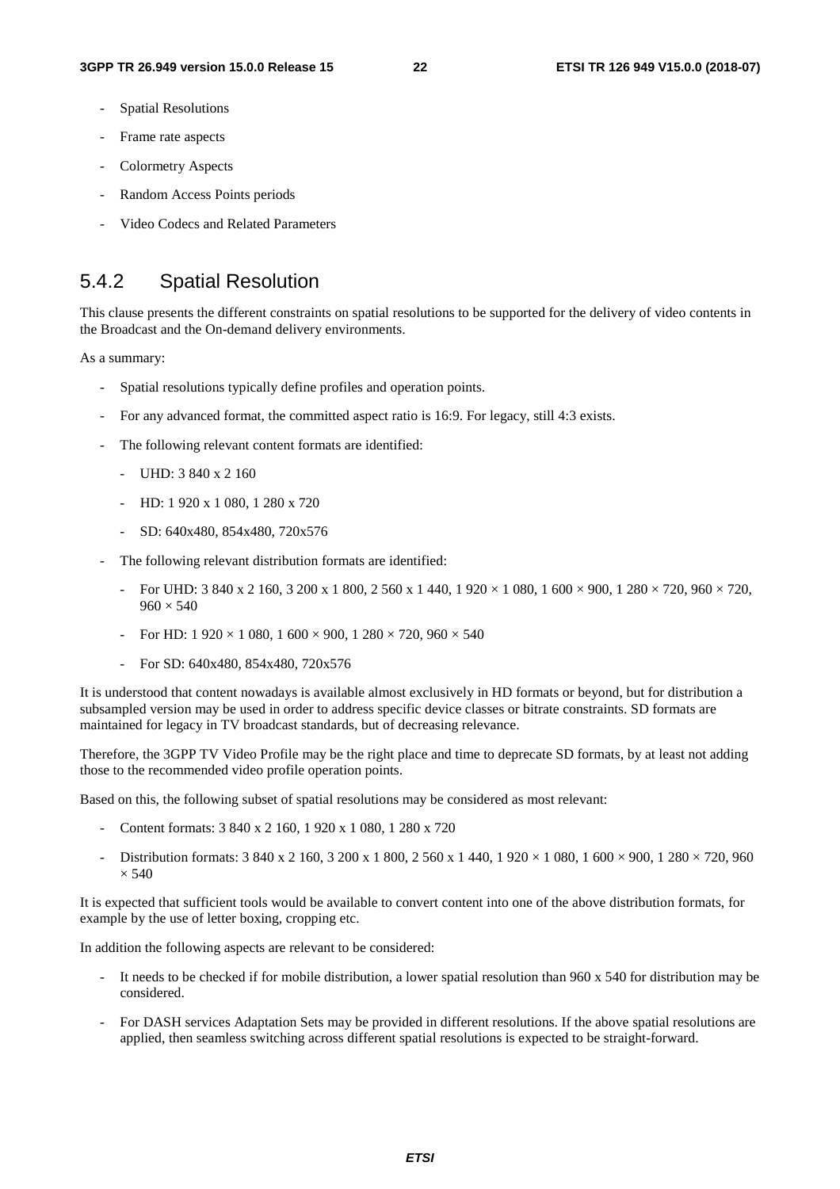- Spatial Resolutions
- Frame rate aspects
- Colormetry Aspects
- Random Access Points periods
- Video Codecs and Related Parameters

## 5.4.2 Spatial Resolution

This clause presents the different constraints on spatial resolutions to be supported for the delivery of video contents in the Broadcast and the On-demand delivery environments.

As a summary:

- Spatial resolutions typically define profiles and operation points.
- For any advanced format, the committed aspect ratio is 16:9. For legacy, still 4:3 exists.
- The following relevant content formats are identified:
  - UHD: 3 840 x 2 160
  - HD: 1 920 x 1 080, 1 280 x 720
  - SD: 640x480, 854x480, 720x576
- The following relevant distribution formats are identified:
  - For UHD: 3 840 x 2 160, 3 200 x 1 800, 2 560 x 1 440, 1 920 × 1 080, 1 600 × 900, 1 280 × 720, 960 × 720, 960 × 540
  - For HD: 1 920 × 1 080, 1 600 × 900, 1 280 × 720, 960 × 540
  - For SD: 640x480, 854x480, 720x576

It is understood that content nowadays is available almost exclusively in HD formats or beyond, but for distribution a subsampled version may be used in order to address specific device classes or bitrate constraints. SD formats are maintained for legacy in TV broadcast standards, but of decreasing relevance.

Therefore, the 3GPP TV Video Profile may be the right place and time to deprecate SD formats, by at least not adding those to the recommended video profile operation points.

Based on this, the following subset of spatial resolutions may be considered as most relevant:

- Content formats: 3 840 x 2 160, 1 920 x 1 080, 1 280 x 720
- Distribution formats: 3 840 x 2 160, 3 200 x 1 800, 2 560 x 1 440, 1 920 × 1 080, 1 600 × 900, 1 280 × 720, 960 × 540

It is expected that sufficient tools would be available to convert content into one of the above distribution formats, for example by the use of letter boxing, cropping etc.

In addition the following aspects are relevant to be considered:

- It needs to be checked if for mobile distribution, a lower spatial resolution than 960 x 540 for distribution may be considered.
- For DASH services Adaptation Sets may be provided in different resolutions. If the above spatial resolutions are applied, then seamless switching across different spatial resolutions is expected to be straight-forward.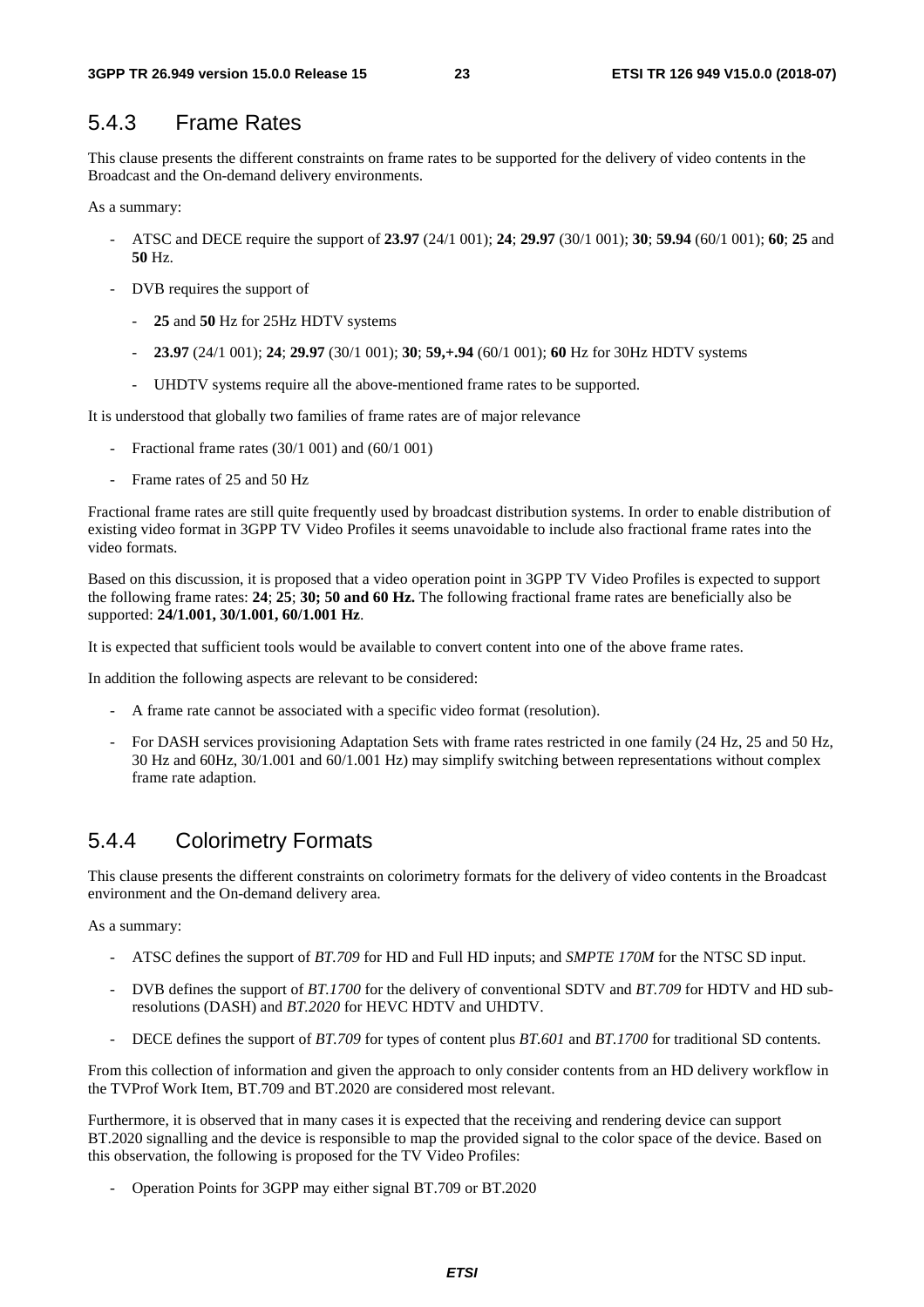### 5.4.3 Frame Rates

This clause presents the different constraints on frame rates to be supported for the delivery of video contents in the Broadcast and the On-demand delivery environments.

As a summary:

- ATSC and DECE require the support of **23.97** (24/1 001); **24**; **29.97** (30/1 001); **30**; **59.94** (60/1 001); **60**; **25** and **50** Hz.
- DVB requires the support of
    - **25** and **50** Hz for 25Hz HDTV systems
    - **23.97** (24/1 001); **24**; **29.97** (30/1 001); **30**; **59,+.94** (60/1 001); **60** Hz for 30Hz HDTV systems
    - UHDTV systems require all the above-mentioned frame rates to be supported.

It is understood that globally two families of frame rates are of major relevance

- Fractional frame rates (30/1 001) and (60/1 001)
- Frame rates of 25 and 50 Hz

Fractional frame rates are still quite frequently used by broadcast distribution systems. In order to enable distribution of existing video format in 3GPP TV Video Profiles it seems unavoidable to include also fractional frame rates into the video formats.

Based on this discussion, it is proposed that a video operation point in 3GPP TV Video Profiles is expected to support the following frame rates: **24**; **25**; **30; 50 and 60 Hz.** The following fractional frame rates are beneficially also be supported: **24/1.001, 30/1.001, 60/1.001 Hz**.

It is expected that sufficient tools would be available to convert content into one of the above frame rates.

In addition the following aspects are relevant to be considered:

- A frame rate cannot be associated with a specific video format (resolution).
- For DASH services provisioning Adaptation Sets with frame rates restricted in one family (24 Hz, 25 and 50 Hz, 30 Hz and 60Hz, 30/1.001 and 60/1.001 Hz) may simplify switching between representations without complex frame rate adaption.

### 5.4.4 Colorimetry Formats

This clause presents the different constraints on colorimetry formats for the delivery of video contents in the Broadcast environment and the On-demand delivery area.

As a summary:

- ATSC defines the support of *BT.709* for HD and Full HD inputs; and *SMPTE 170M* for the NTSC SD input.
- DVB defines the support of *BT.1700* for the delivery of conventional SDTV and *BT.709* for HDTV and HD sub-resolutions (DASH) and *BT.2020* for HEVC HDTV and UHDTV.
- DECE defines the support of *BT.709* for types of content plus *BT.601* and *BT.1700* for traditional SD contents.

From this collection of information and given the approach to only consider contents from an HD delivery workflow in the TVProf Work Item, BT.709 and BT.2020 are considered most relevant.

Furthermore, it is observed that in many cases it is expected that the receiving and rendering device can support BT.2020 signalling and the device is responsible to map the provided signal to the color space of the device. Based on this observation, the following is proposed for the TV Video Profiles:

- Operation Points for 3GPP may either signal BT.709 or BT.2020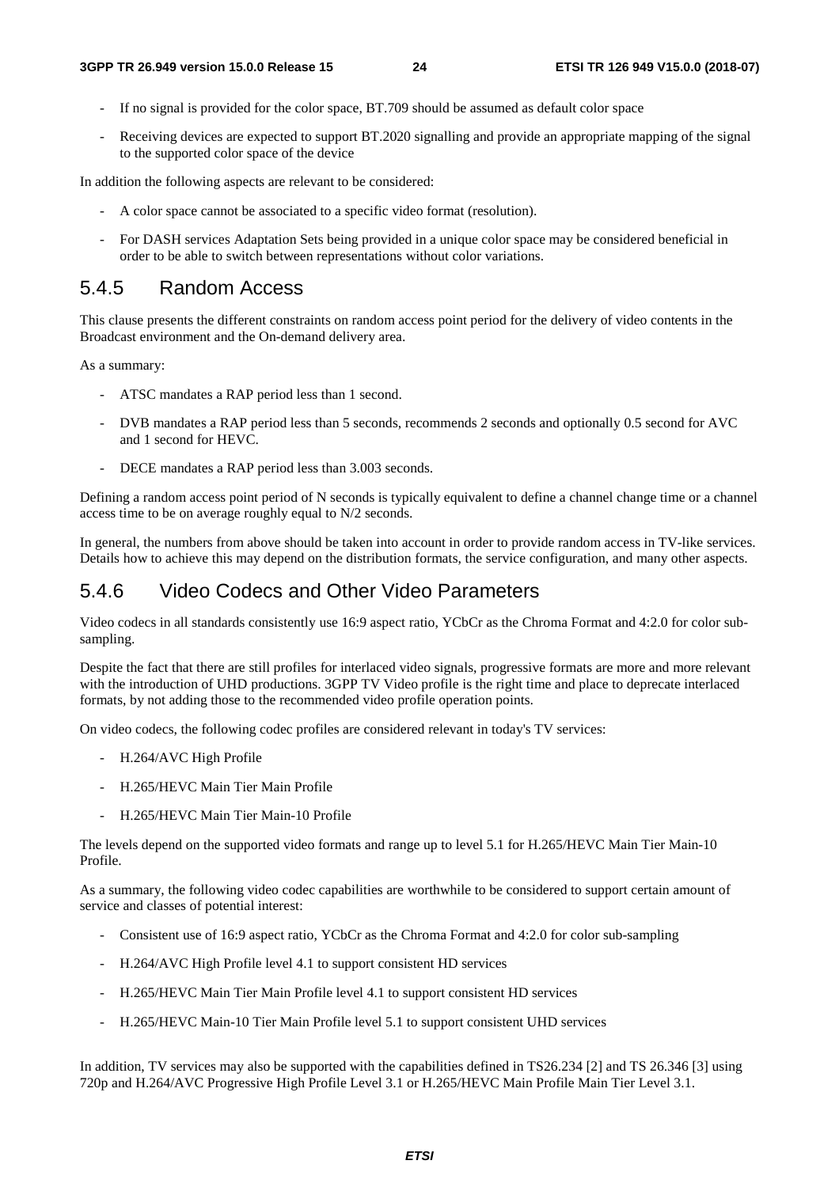- If no signal is provided for the color space, BT.709 should be assumed as default color space
- Receiving devices are expected to support BT.2020 signalling and provide an appropriate mapping of the signal to the supported color space of the device

In addition the following aspects are relevant to be considered:

- A color space cannot be associated to a specific video format (resolution).
- For DASH services Adaptation Sets being provided in a unique color space may be considered beneficial in order to be able to switch between representations without color variations.

### 5.4.5 Random Access

This clause presents the different constraints on random access point period for the delivery of video contents in the Broadcast environment and the On-demand delivery area.

As a summary:

- ATSC mandates a RAP period less than 1 second.
- DVB mandates a RAP period less than 5 seconds, recommends 2 seconds and optionally 0.5 second for AVC and 1 second for HEVC.
- DECE mandates a RAP period less than 3.003 seconds.

Defining a random access point period of N seconds is typically equivalent to define a channel change time or a channel access time to be on average roughly equal to N/2 seconds.

In general, the numbers from above should be taken into account in order to provide random access in TV-like services. Details how to achieve this may depend on the distribution formats, the service configuration, and many other aspects.

### 5.4.6 Video Codecs and Other Video Parameters

Video codecs in all standards consistently use 16:9 aspect ratio, YCbCr as the Chroma Format and 4:2.0 for color sub-sampling.

Despite the fact that there are still profiles for interlaced video signals, progressive formats are more and more relevant with the introduction of UHD productions. 3GPP TV Video profile is the right time and place to deprecate interlaced formats, by not adding those to the recommended video profile operation points.

On video codecs, the following codec profiles are considered relevant in today's TV services:

- H.264/AVC High Profile
- H.265/HEVC Main Tier Main Profile
- H.265/HEVC Main Tier Main-10 Profile

The levels depend on the supported video formats and range up to level 5.1 for H.265/HEVC Main Tier Main-10 Profile.

As a summary, the following video codec capabilities are worthwhile to be considered to support certain amount of service and classes of potential interest:

- Consistent use of 16:9 aspect ratio, YCbCr as the Chroma Format and 4:2.0 for color sub-sampling
- H.264/AVC High Profile level 4.1 to support consistent HD services
- H.265/HEVC Main Tier Main Profile level 4.1 to support consistent HD services
- H.265/HEVC Main-10 Tier Main Profile level 5.1 to support consistent UHD services

In addition, TV services may also be supported with the capabilities defined in TS26.234 [2] and TS 26.346 [3] using 720p and H.264/AVC Progressive High Profile Level 3.1 or H.265/HEVC Main Profile Main Tier Level 3.1.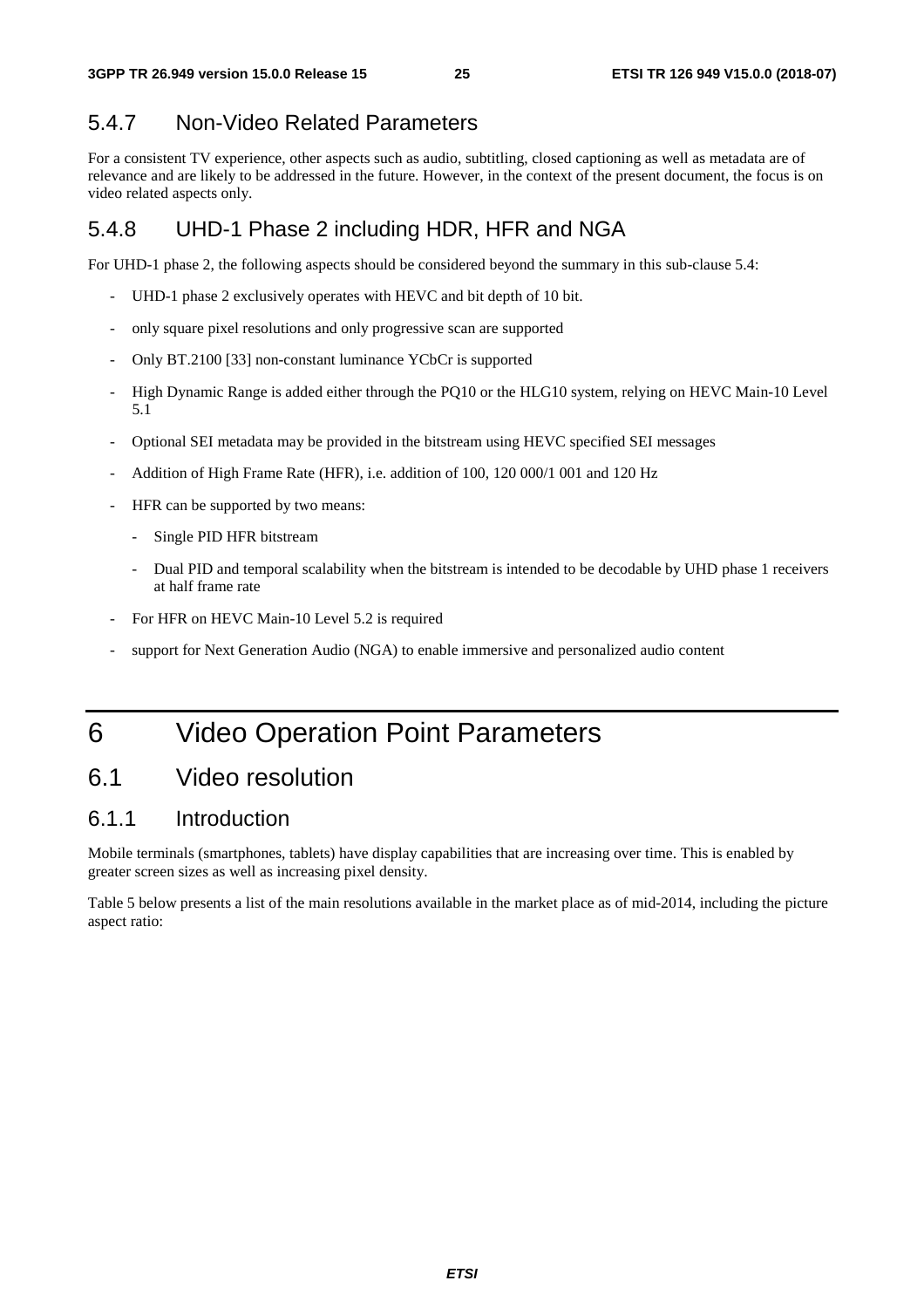### 5.4.7 Non-Video Related Parameters

For a consistent TV experience, other aspects such as audio, subtitling, closed captioning as well as metadata are of relevance and are likely to be addressed in the future. However, in the context of the present document, the focus is on video related aspects only.

### 5.4.8 UHD-1 Phase 2 including HDR, HFR and NGA

For UHD-1 phase 2, the following aspects should be considered beyond the summary in this sub-clause 5.4:

- UHD-1 phase 2 exclusively operates with HEVC and bit depth of 10 bit.
- only square pixel resolutions and only progressive scan are supported
- Only BT.2100 [33] non-constant luminance YCbCr is supported
- High Dynamic Range is added either through the PQ10 or the HLG10 system, relying on HEVC Main-10 Level 5.1
- Optional SEI metadata may be provided in the bitstream using HEVC specified SEI messages
- Addition of High Frame Rate (HFR), i.e. addition of 100, 120 000/1 001 and 120 Hz
- HFR can be supported by two means:
  - Single PID HFR bitstream
  - Dual PID and temporal scalability when the bitstream is intended to be decodable by UHD phase 1 receivers at half frame rate
- For HFR on HEVC Main-10 Level 5.2 is required
- support for Next Generation Audio (NGA) to enable immersive and personalized audio content

# 6 Video Operation Point Parameters

## 6.1 Video resolution

### 6.1.1 Introduction

Mobile terminals (smartphones, tablets) have display capabilities that are increasing over time. This is enabled by greater screen sizes as well as increasing pixel density.

Table 5 below presents a list of the main resolutions available in the market place as of mid-2014, including the picture aspect ratio: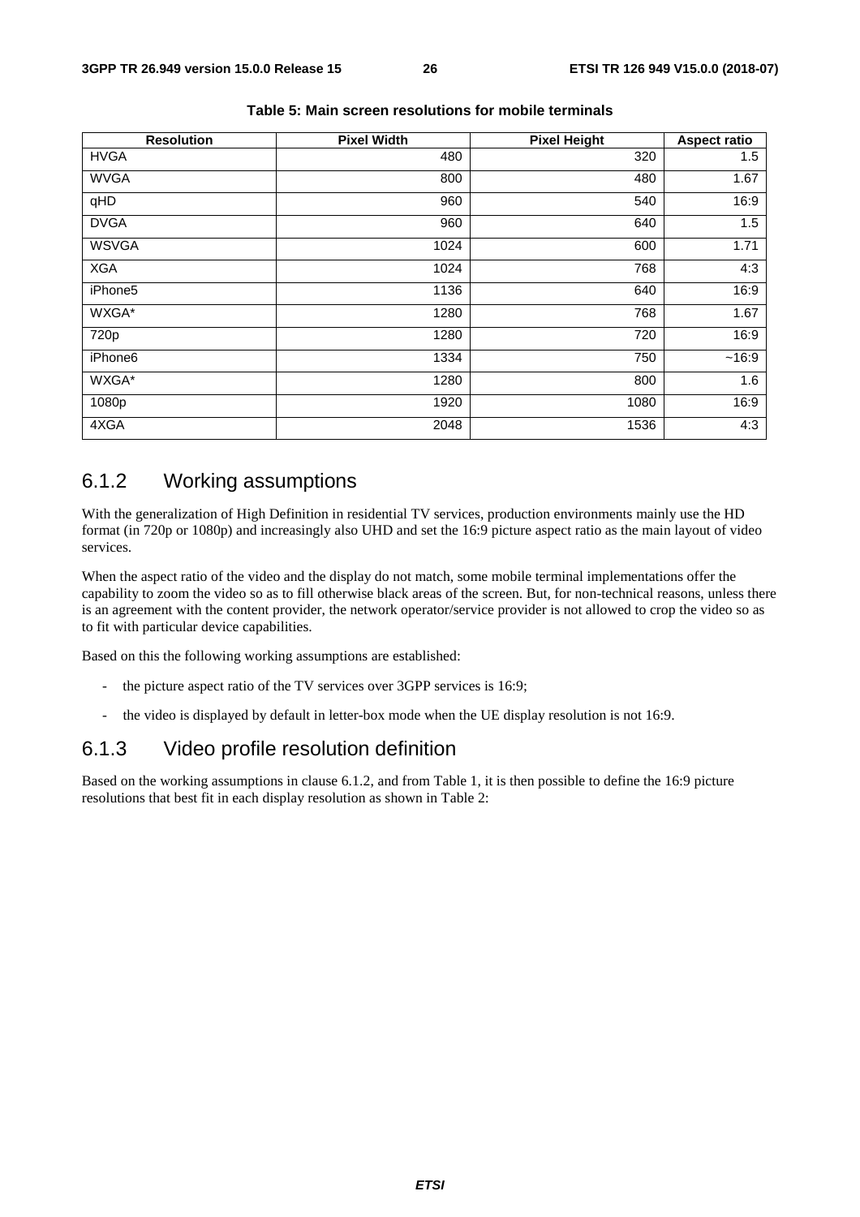**Table 5: Main screen resolutions for mobile terminals**

| Resolution | Pixel Width | Pixel Height | Aspect ratio |
|---|---|---|---|
| HVGA | 480 | 320 | 1.5 |
| WVGA | 800 | 480 | 1.67 |
| qHD | 960 | 540 | 16:9 |
| DVGA | 960 | 640 | 1.5 |
| WSVGA | 1024 | 600 | 1.71 |
| XGA | 1024 | 768 | 4:3 |
| iPhone5 | 1136 | 640 | 16:9 |
| WXGA* | 1280 | 768 | 1.67 |
| 720p | 1280 | 720 | 16:9 |
| iPhone6 | 1334 | 750 | ~16:9 |
| WXGA* | 1280 | 800 | 1.6 |
| 1080p | 1920 | 1080 | 16:9 |
| 4XGA | 2048 | 1536 | 4:3 |

### 6.1.2 Working assumptions

With the generalization of High Definition in residential TV services, production environments mainly use the HD format (in 720p or 1080p) and increasingly also UHD and set the 16:9 picture aspect ratio as the main layout of video services.

When the aspect ratio of the video and the display do not match, some mobile terminal implementations offer the capability to zoom the video so as to fill otherwise black areas of the screen. But, for non-technical reasons, unless there is an agreement with the content provider, the network operator/service provider is not allowed to crop the video so as to fit with particular device capabilities.

Based on this the following working assumptions are established:

- the picture aspect ratio of the TV services over 3GPP services is 16:9;
- the video is displayed by default in letter-box mode when the UE display resolution is not 16:9.

### 6.1.3 Video profile resolution definition

Based on the working assumptions in clause 6.1.2, and from Table 1, it is then possible to define the 16:9 picture resolutions that best fit in each display resolution as shown in Table 2: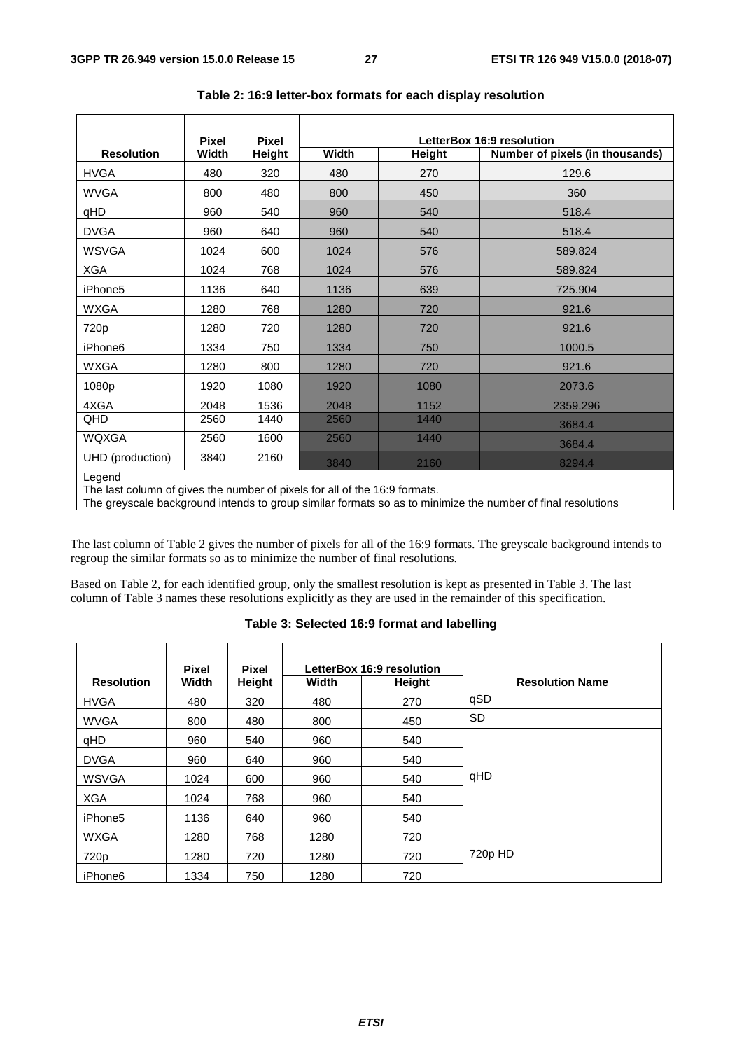**Table 2: 16:9 letter-box formats for each display resolution**

| Resolution | Pixel Width | Pixel Height | LetterBox 16:9 resolution | | |
|---|---|---|---|---|---|
| | | | Width | Height | Number of pixels (in thousands) |
| HVGA | 480 | 320 | 480 | 270 | 129.6 |
| WVGA | 800 | 480 | 800 | 450 | 360 |
| qHD | 960 | 540 | 960 | 540 | 518.4 |
| DVGA | 960 | 640 | 960 | 540 | 518.4 |
| WSVGA | 1024 | 600 | 1024 | 576 | 589.824 |
| XGA | 1024 | 768 | 1024 | 576 | 589.824 |
| iPhone5 | 1136 | 640 | 1136 | 639 | 725.904 |
| WXGA | 1280 | 768 | 1280 | 720 | 921.6 |
| 720p | 1280 | 720 | 1280 | 720 | 921.6 |
| iPhone6 | 1334 | 750 | 1334 | 750 | 1000.5 |
| WXGA | 1280 | 800 | 1280 | 720 | 921.6 |
| 1080p | 1920 | 1080 | 1920 | 1080 | 2073.6 |
| 4XGA | 2048 | 1536 | 2048 | 1152 | 2359.296 |
| QHD | 2560 | 1440 | 2560 | 1440 | 3684.4 |
| WQXGA | 2560 | 1600 | 2560 | 1440 | 3684.4 |
| UHD (production) | 3840 | 2160 | 3840 | 2160 | 8294.4 |

Legend
The last column of gives the number of pixels for all of the 16:9 formats.
The greyscale background intends to group similar formats so as to minimize the number of final resolutions

The last column of Table 2 gives the number of pixels for all of the 16:9 formats. The greyscale background intends to regroup the similar formats so as to minimize the number of final resolutions.

Based on Table 2, for each identified group, only the smallest resolution is kept as presented in Table 3. The last column of Table 3 names these resolutions explicitly as they are used in the remainder of this specification.

**Table 3: Selected 16:9 format and labelling**

| Resolution | Pixel Width | Pixel Height | LetterBox 16:9 resolution | | Resolution Name |
|---|---|---|---|---|---|
| | | | Width | Height | |
| HVGA | 480 | 320 | 480 | 270 | qSD |
| WVGA | 800 | 480 | 800 | 450 | SD |
| qHD | 960 | 540 | 960 | 540 | qHD |
| DVGA | 960 | 640 | 960 | 540 | |
| WSVGA | 1024 | 600 | 960 | 540 | |
| XGA | 1024 | 768 | 960 | 540 | |
| iPhone5 | 1136 | 640 | 960 | 540 | |
| WXGA | 1280 | 768 | 1280 | 720 | 720p HD |
| 720p | 1280 | 720 | 1280 | 720 | |
| iPhone6 | 1334 | 750 | 1280 | 720 | |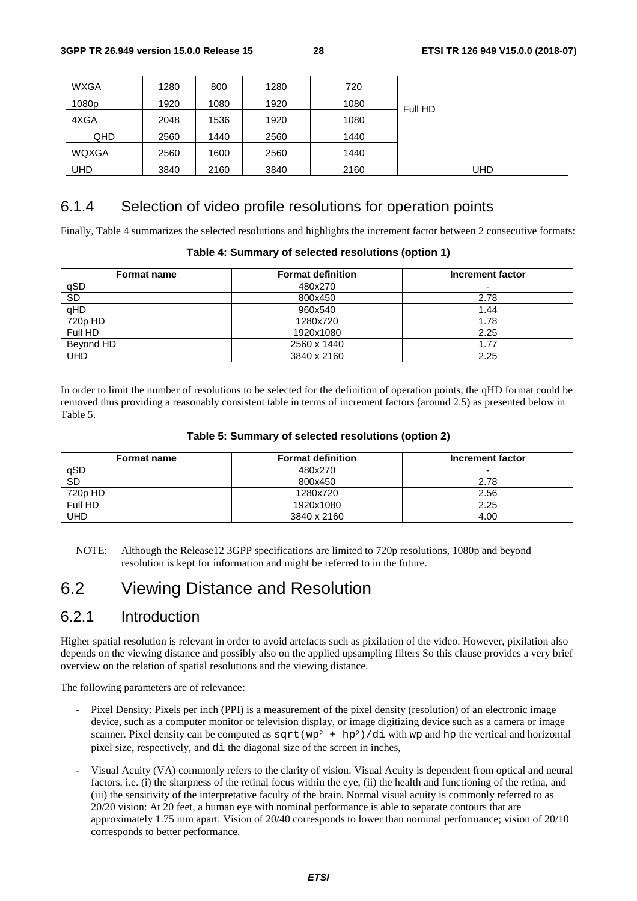| WXGA | 1280 | 800 | 1280 | 720 | |
|---|---|---|---|---|---|
| 1080p | 1920 | 1080 | 1920 | 1080 | Full HD |
| 4XGA | 2048 | 1536 | 1920 | 1080 | |
| QHD | 2560 | 1440 | 2560 | 1440 | |
| WQXGA | 2560 | 1600 | 2560 | 1440 | |
| UHD | 3840 | 2160 | 3840 | 2160 | UHD |

### 6.1.4 Selection of video profile resolutions for operation points

Finally, Table 4 summarizes the selected resolutions and highlights the increment factor between 2 consecutive formats:

**Table 4: Summary of selected resolutions (option 1)**

| Format name | Format definition | Increment factor |
|---|---|---|
| qSD | 480x270 | - |
| SD | 800x450 | 2.78 |
| qHD | 960x540 | 1.44 |
| 720p HD | 1280x720 | 1.78 |
| Full HD | 1920x1080 | 2.25 |
| Beyond HD | 2560 x 1440 | 1.77 |
| UHD | 3840 x 2160 | 2.25 |

In order to limit the number of resolutions to be selected for the definition of operation points, the qHD format could be removed thus providing a reasonably consistent table in terms of increment factors (around 2.5) as presented below in Table 5.

**Table 5: Summary of selected resolutions (option 2)**

| Format name | Format definition | Increment factor |
|---|---|---|
| qSD | 480x270 | - |
| SD | 800x450 | 2.78 |
| 720p HD | 1280x720 | 2.56 |
| Full HD | 1920x1080 | 2.25 |
| UHD | 3840 x 2160 | 4.00 |

NOTE: Although the Release12 3GPP specifications are limited to 720p resolutions, 1080p and beyond resolution is kept for information and might be referred to in the future.

## 6.2 Viewing Distance and Resolution

### 6.2.1 Introduction

Higher spatial resolution is relevant in order to avoid artefacts such as pixilation of the video. However, pixilation also depends on the viewing distance and possibly also on the applied upsampling filters So this clause provides a very brief overview on the relation of spatial resolutions and the viewing distance.

The following parameters are of relevance:

- Pixel Density: Pixels per inch (PPI) is a measurement of the pixel density (resolution) of an electronic image device, such as a computer monitor or television display, or image digitizing device such as a camera or image scanner. Pixel density can be computed as `sqrt(wp² + hp²)/di` with `wp` and `hp` the vertical and horizontal pixel size, respectively, and `di` the diagonal size of the screen in inches,

- Visual Acuity (VA) commonly refers to the clarity of vision. Visual Acuity is dependent from optical and neural factors, i.e. (i) the sharpness of the retinal focus within the eye, (ii) the health and functioning of the retina, and (iii) the sensitivity of the interpretative faculty of the brain. Normal visual acuity is commonly referred to as 20/20 vision: At 20 feet, a human eye with nominal performance is able to separate contours that are approximately 1.75 mm apart. Vision of 20/40 corresponds to lower than nominal performance; vision of 20/10 corresponds to better performance.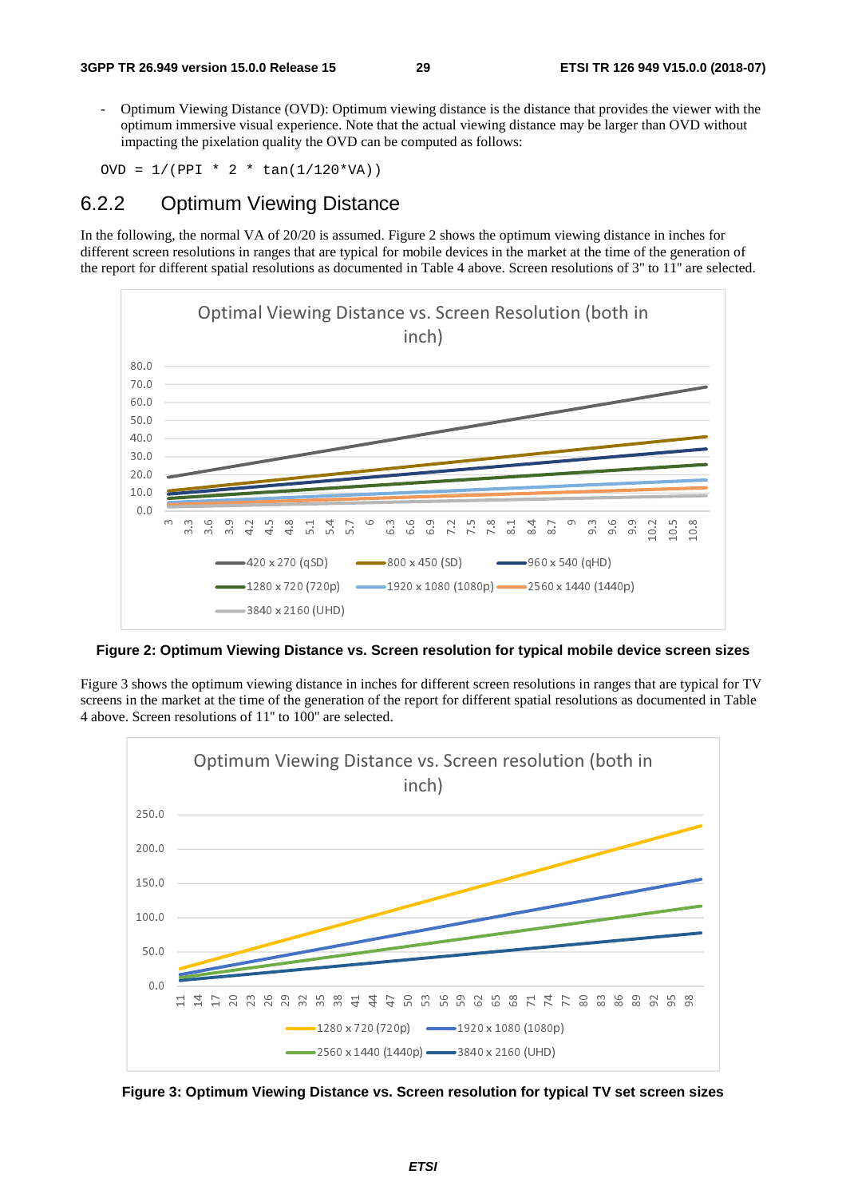- Optimum Viewing Distance (OVD): Optimum viewing distance is the distance that provides the viewer with the optimum immersive visual experience. Note that the actual viewing distance may be larger than OVD without impacting the pixelation quality the OVD can be computed as follows:

```
OVD = 1/(PPI * 2 * tan(1/120*VA))
```

### 6.2.2 Optimum Viewing Distance

In the following, the normal VA of 20/20 is assumed. Figure 2 shows the optimum viewing distance in inches for different screen resolutions in ranges that are typical for mobile devices in the market at the time of the generation of the report for different spatial resolutions as documented in Table 4 above. Screen resolutions of 3" to 11" are selected.

**Figure 2: Optimum Viewing Distance vs. Screen resolution for typical mobile device screen sizes**

Figure 3 shows the optimum viewing distance in inches for different screen resolutions in ranges that are typical for TV screens in the market at the time of the generation of the report for different spatial resolutions as documented in Table 4 above. Screen resolutions of 11" to 100" are selected.

**Figure 3: Optimum Viewing Distance vs. Screen resolution for typical TV set screen sizes**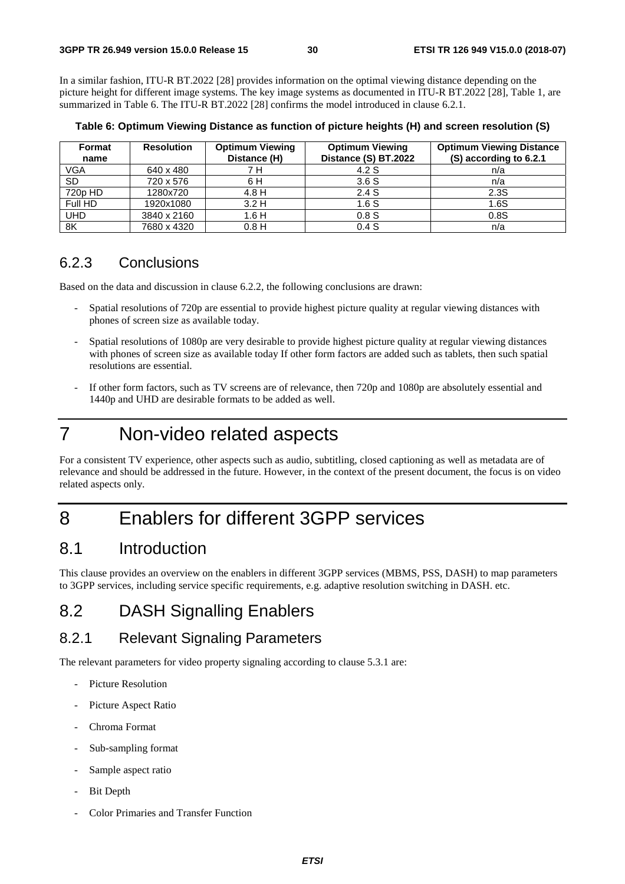In a similar fashion, ITU-R BT.2022 [28] provides information on the optimal viewing distance depending on the picture height for different image systems. The key image systems as documented in ITU-R BT.2022 [28], Table 1, are summarized in Table 6. The ITU-R BT.2022 [28] confirms the model introduced in clause 6.2.1.

**Table 6: Optimum Viewing Distance as function of picture heights (H) and screen resolution (S)**

| Format name | Resolution | Optimum Viewing Distance (H) | Optimum Viewing Distance (S) BT.2022 | Optimum Viewing Distance (S) according to 6.2.1 |
|---|---|---|---|---|
| VGA | 640 x 480 | 7 H | 4.2 S | n/a |
| SD | 720 x 576 | 6 H | 3.6 S | n/a |
| 720p HD | 1280x720 | 4.8 H | 2.4 S | 2.3S |
| Full HD | 1920x1080 | 3.2 H | 1.6 S | 1.6S |
| UHD | 3840 x 2160 | 1.6 H | 0.8 S | 0.8S |
| 8K | 7680 x 4320 | 0.8 H | 0.4 S | n/a |

### 6.2.3 Conclusions

Based on the data and discussion in clause 6.2.2, the following conclusions are drawn:

- Spatial resolutions of 720p are essential to provide highest picture quality at regular viewing distances with phones of screen size as available today.
- Spatial resolutions of 1080p are very desirable to provide highest picture quality at regular viewing distances with phones of screen size as available today If other form factors are added such as tablets, then such spatial resolutions are essential.
- If other form factors, such as TV screens are of relevance, then 720p and 1080p are absolutely essential and 1440p and UHD are desirable formats to be added as well.

# 7 Non-video related aspects

For a consistent TV experience, other aspects such as audio, subtitling, closed captioning as well as metadata are of relevance and should be addressed in the future. However, in the context of the present document, the focus is on video related aspects only.

# 8 Enablers for different 3GPP services

## 8.1 Introduction

This clause provides an overview on the enablers in different 3GPP services (MBMS, PSS, DASH) to map parameters to 3GPP services, including service specific requirements, e.g. adaptive resolution switching in DASH. etc.

## 8.2 DASH Signalling Enablers

### 8.2.1 Relevant Signaling Parameters

The relevant parameters for video property signaling according to clause 5.3.1 are:

- Picture Resolution
- Picture Aspect Ratio
- Chroma Format
- Sub-sampling format
- Sample aspect ratio
- Bit Depth
- Color Primaries and Transfer Function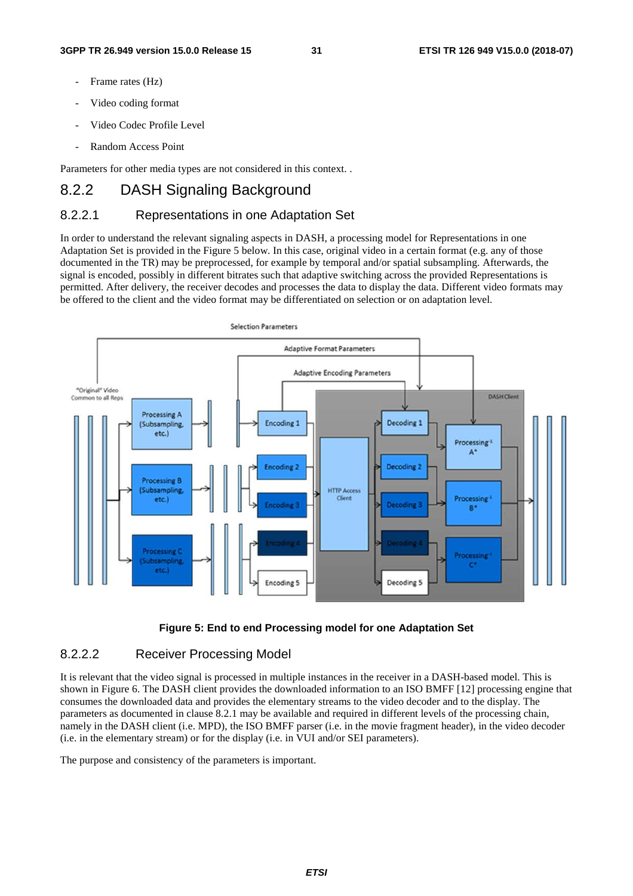- Frame rates (Hz)
- Video coding format
- Video Codec Profile Level
- Random Access Point

Parameters for other media types are not considered in this context. .

## 8.2.2 DASH Signaling Background

### 8.2.2.1 Representations in one Adaptation Set

In order to understand the relevant signaling aspects in DASH, a processing model for Representations in one Adaptation Set is provided in the Figure 5 below. In this case, original video in a certain format (e.g. any of those documented in the TR) may be preprocessed, for example by temporal and/or spatial subsampling. Afterwards, the signal is encoded, possibly in different bitrates such that adaptive switching across the provided Representations is permitted. After delivery, the receiver decodes and processes the data to display the data. Different video formats may be offered to the client and the video format may be differentiated on selection or on adaptation level.

**Figure 5: End to end Processing model for one Adaptation Set**

### 8.2.2.2 Receiver Processing Model

It is relevant that the video signal is processed in multiple instances in the receiver in a DASH-based model. This is shown in Figure 6. The DASH client provides the downloaded information to an ISO BMFF [12] processing engine that consumes the downloaded data and provides the elementary streams to the video decoder and to the display. The parameters as documented in clause 8.2.1 may be available and required in different levels of the processing chain, namely in the DASH client (i.e. MPD), the ISO BMFF parser (i.e. in the movie fragment header), in the video decoder (i.e. in the elementary stream) or for the display (i.e. in VUI and/or SEI parameters).

The purpose and consistency of the parameters is important.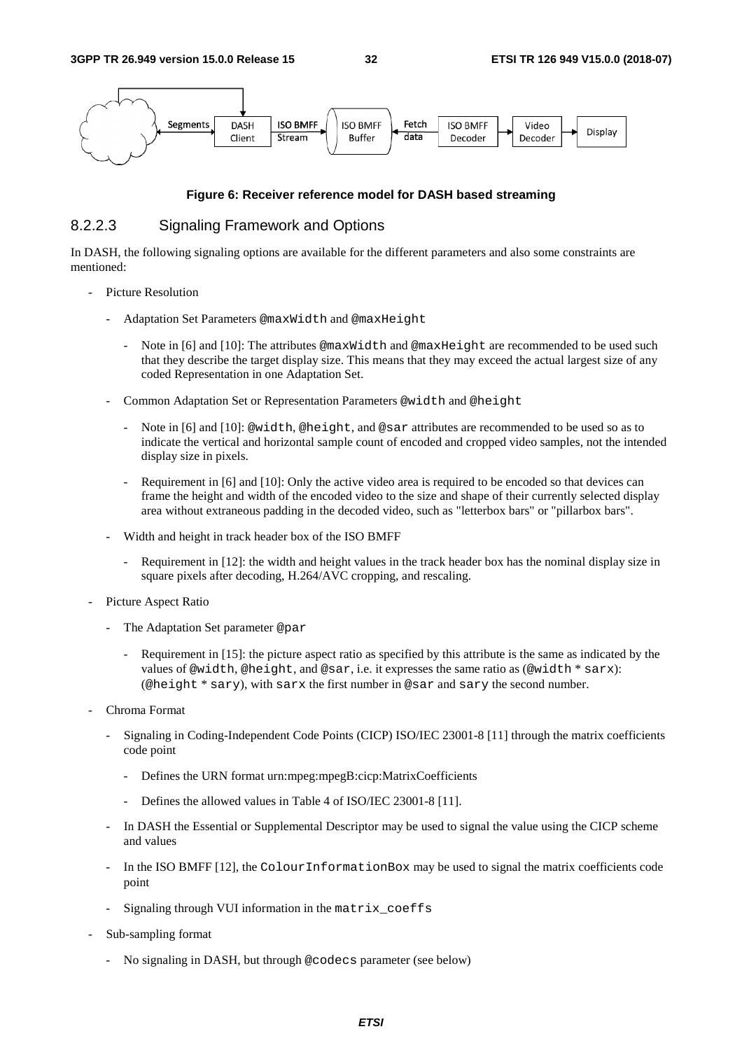**Figure 6: Receiver reference model for DASH based streaming**

### 8.2.2.3 Signaling Framework and Options

In DASH, the following signaling options are available for the different parameters and also some constraints are mentioned:

- Picture Resolution
  - Adaptation Set Parameters `@maxWidth` and `@maxHeight`
    - Note in [6] and [10]: The attributes `@maxWidth` and `@maxHeight` are recommended to be used such that they describe the target display size. This means that they may exceed the actual largest size of any coded Representation in one Adaptation Set.
  - Common Adaptation Set or Representation Parameters `@width` and `@height`
    - Note in [6] and [10]: `@width`, `@height`, and `@sar` attributes are recommended to be used so as to indicate the vertical and horizontal sample count of encoded and cropped video samples, not the intended display size in pixels.
    - Requirement in [6] and [10]: Only the active video area is required to be encoded so that devices can frame the height and width of the encoded video to the size and shape of their currently selected display area without extraneous padding in the decoded video, such as "letterbox bars" or "pillarbox bars".
  - Width and height in track header box of the ISO BMFF
    - Requirement in [12]: the width and height values in the track header box has the nominal display size in square pixels after decoding, H.264/AVC cropping, and rescaling.
- Picture Aspect Ratio
  - The Adaptation Set parameter `@par`
    - Requirement in [15]: the picture aspect ratio as specified by this attribute is the same as indicated by the values of `@width`, `@height`, and `@sar`, i.e. it expresses the same ratio as (`@width * sarx`):(`@height * sary`), with `sarx` the first number in `@sar` and `sary` the second number.
- Chroma Format
  - Signaling in Coding-Independent Code Points (CICP) ISO/IEC 23001-8 [11] through the matrix coefficients code point
    - Defines the URN format urn:mpeg:mpegB:cicp:MatrixCoefficients
    - Defines the allowed values in Table 4 of ISO/IEC 23001-8 [11].
  - In DASH the Essential or Supplemental Descriptor may be used to signal the value using the CICP scheme and values
  - In the ISO BMFF [12], the `ColourInformationBox` may be used to signal the matrix coefficients code point
  - Signaling through VUI information in the `matrix_coeffs`
- Sub-sampling format
  - No signaling in DASH, but through `@codecs` parameter (see below)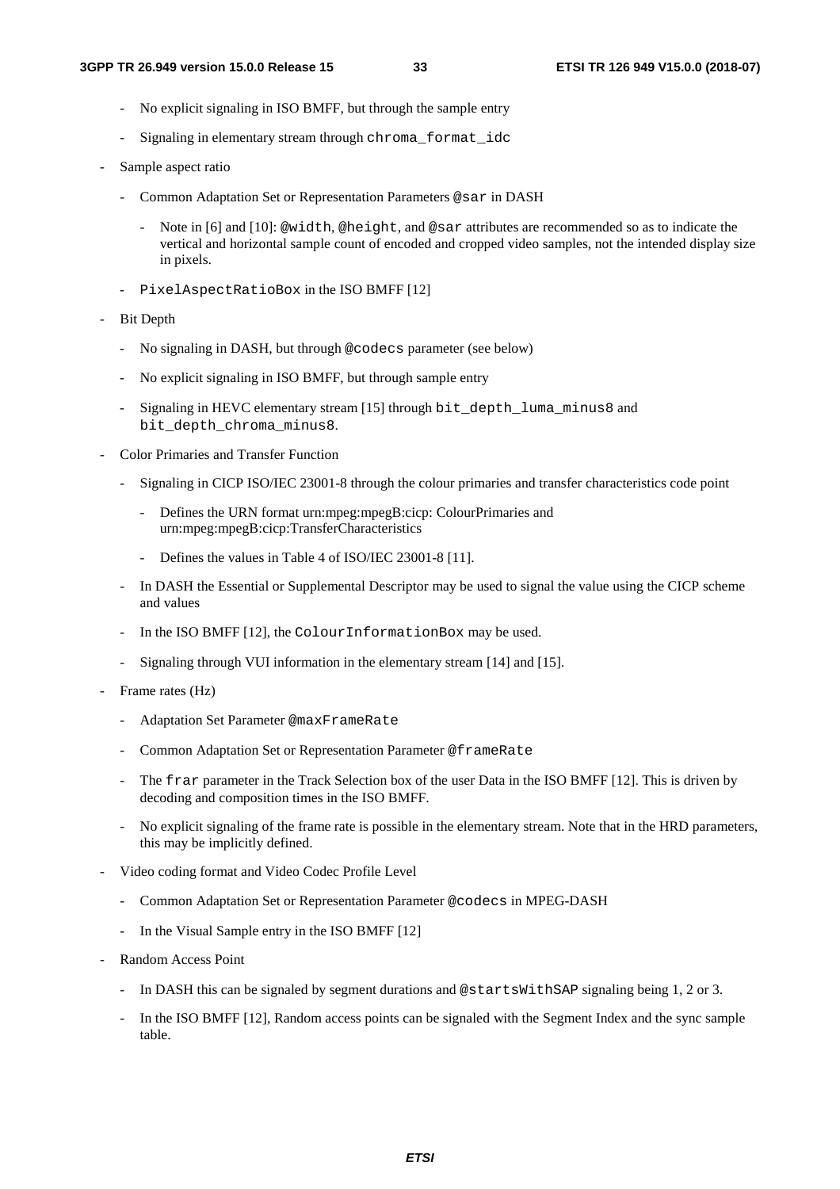- No explicit signaling in ISO BMFF, but through the sample entry
  - Signaling in elementary stream through `chroma_format_idc`
- Sample aspect ratio
  - Common Adaptation Set or Representation Parameters `@sar` in DASH
    - Note in [6] and [10]: `@width`, `@height`, and `@sar` attributes are recommended so as to indicate the vertical and horizontal sample count of encoded and cropped video samples, not the intended display size in pixels.
  - `PixelAspectRatioBox` in the ISO BMFF [12]
- Bit Depth
  - No signaling in DASH, but through `@codecs` parameter (see below)
  - No explicit signaling in ISO BMFF, but through sample entry
  - Signaling in HEVC elementary stream [15] through `bit_depth_luma_minus8` and `bit_depth_chroma_minus8`.
- Color Primaries and Transfer Function
  - Signaling in CICP ISO/IEC 23001-8 through the colour primaries and transfer characteristics code point
    - Defines the URN format urn:mpeg:mpegB:cicp: ColourPrimaries and urn:mpeg:mpegB:cicp:TransferCharacteristics
    - Defines the values in Table 4 of ISO/IEC 23001-8 [11].
  - In DASH the Essential or Supplemental Descriptor may be used to signal the value using the CICP scheme and values
  - In the ISO BMFF [12], the `ColourInformationBox` may be used.
  - Signaling through VUI information in the elementary stream [14] and [15].
- Frame rates (Hz)
  - Adaptation Set Parameter `@maxFrameRate`
  - Common Adaptation Set or Representation Parameter `@frameRate`
  - The `frar` parameter in the Track Selection box of the user Data in the ISO BMFF [12]. This is driven by decoding and composition times in the ISO BMFF.
  - No explicit signaling of the frame rate is possible in the elementary stream. Note that in the HRD parameters, this may be implicitly defined.
- Video coding format and Video Codec Profile Level
  - Common Adaptation Set or Representation Parameter `@codecs` in MPEG-DASH
  - In the Visual Sample entry in the ISO BMFF [12]
- Random Access Point
  - In DASH this can be signaled by segment durations and `@startsWithSAP` signaling being 1, 2 or 3.
  - In the ISO BMFF [12], Random access points can be signaled with the Segment Index and the sync sample table.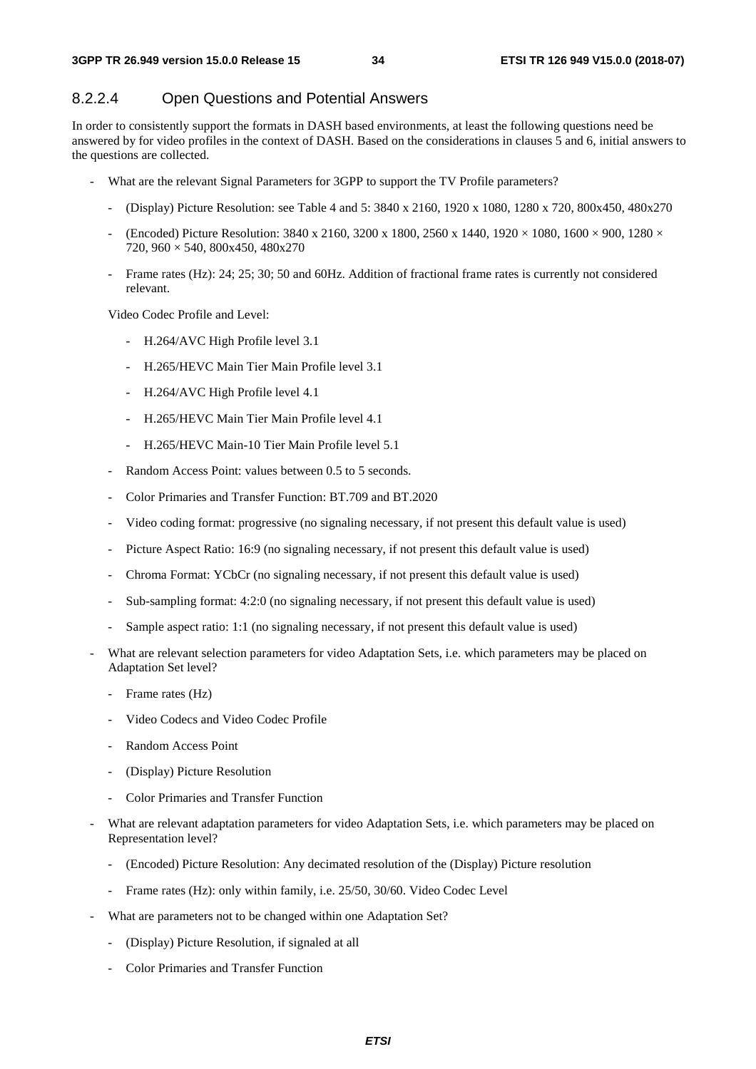### 8.2.2.4 Open Questions and Potential Answers

In order to consistently support the formats in DASH based environments, at least the following questions need be answered by for video profiles in the context of DASH. Based on the considerations in clauses 5 and 6, initial answers to the questions are collected.

- What are the relevant Signal Parameters for 3GPP to support the TV Profile parameters?
  - (Display) Picture Resolution: see Table 4 and 5: 3840 x 2160, 1920 x 1080, 1280 x 720, 800x450, 480x270
  - (Encoded) Picture Resolution: 3840 x 2160, 3200 x 1800, 2560 x 1440, 1920 × 1080, 1600 × 900, 1280 × 720, 960 × 540, 800x450, 480x270
  - Frame rates (Hz): 24; 25; 30; 50 and 60Hz. Addition of fractional frame rates is currently not considered relevant.

  Video Codec Profile and Level:

    - H.264/AVC High Profile level 3.1
    - H.265/HEVC Main Tier Main Profile level 3.1
    - H.264/AVC High Profile level 4.1
    - H.265/HEVC Main Tier Main Profile level 4.1
    - H.265/HEVC Main-10 Tier Main Profile level 5.1
  - Random Access Point: values between 0.5 to 5 seconds.
  - Color Primaries and Transfer Function: BT.709 and BT.2020
  - Video coding format: progressive (no signaling necessary, if not present this default value is used)
  - Picture Aspect Ratio: 16:9 (no signaling necessary, if not present this default value is used)
  - Chroma Format: YCbCr (no signaling necessary, if not present this default value is used)
  - Sub-sampling format: 4:2:0 (no signaling necessary, if not present this default value is used)
  - Sample aspect ratio: 1:1 (no signaling necessary, if not present this default value is used)
- What are relevant selection parameters for video Adaptation Sets, i.e. which parameters may be placed on Adaptation Set level?
  - Frame rates (Hz)
  - Video Codecs and Video Codec Profile
  - Random Access Point
  - (Display) Picture Resolution
  - Color Primaries and Transfer Function
- What are relevant adaptation parameters for video Adaptation Sets, i.e. which parameters may be placed on Representation level?
  - (Encoded) Picture Resolution: Any decimated resolution of the (Display) Picture resolution
  - Frame rates (Hz): only within family, i.e. 25/50, 30/60. Video Codec Level
- What are parameters not to be changed within one Adaptation Set?
  - (Display) Picture Resolution, if signaled at all
  - Color Primaries and Transfer Function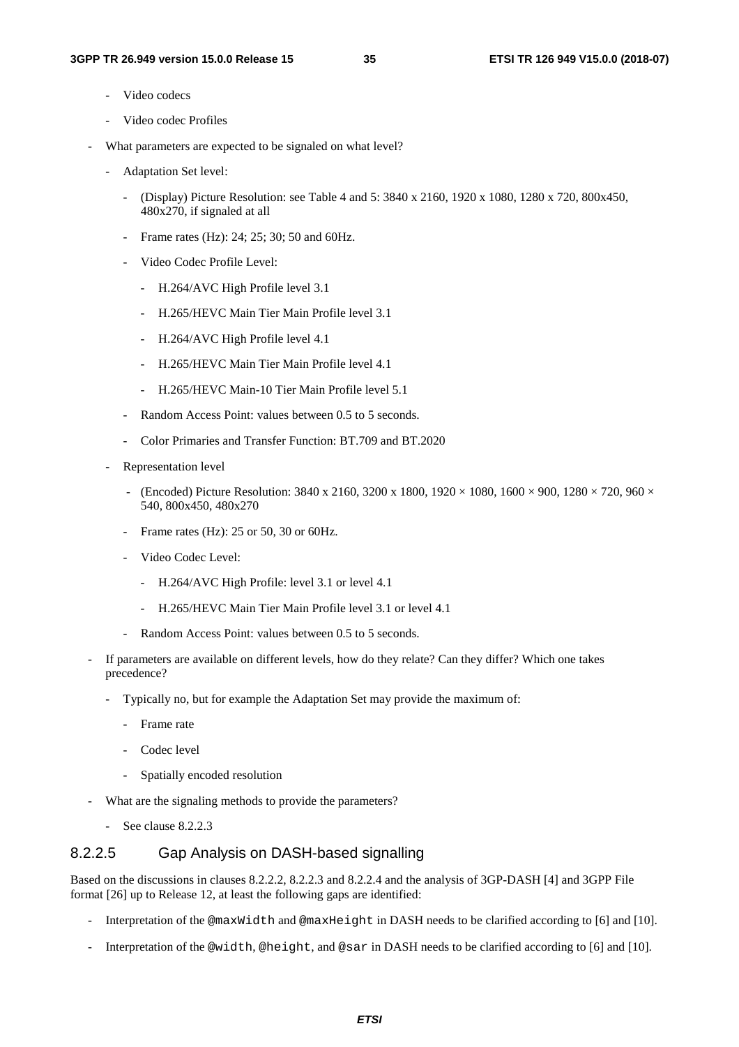- Video codecs
- Video codec Profiles

- What parameters are expected to be signaled on what level?
  - Adaptation Set level:
    - (Display) Picture Resolution: see Table 4 and 5: 3840 x 2160, 1920 x 1080, 1280 x 720, 800x450, 480x270, if signaled at all
    - Frame rates (Hz): 24; 25; 30; 50 and 60Hz.
    - Video Codec Profile Level:
      - H.264/AVC High Profile level 3.1
      - H.265/HEVC Main Tier Main Profile level 3.1
      - H.264/AVC High Profile level 4.1
      - H.265/HEVC Main Tier Main Profile level 4.1
      - H.265/HEVC Main-10 Tier Main Profile level 5.1
    - Random Access Point: values between 0.5 to 5 seconds.
    - Color Primaries and Transfer Function: BT.709 and BT.2020
  - Representation level
    - (Encoded) Picture Resolution: 3840 x 2160, 3200 x 1800, 1920 × 1080, 1600 × 900, 1280 × 720, 960 × 540, 800x450, 480x270
    - Frame rates (Hz): 25 or 50, 30 or 60Hz.
    - Video Codec Level:
      - H.264/AVC High Profile: level 3.1 or level 4.1
      - H.265/HEVC Main Tier Main Profile level 3.1 or level 4.1
    - Random Access Point: values between 0.5 to 5 seconds.
- If parameters are available on different levels, how do they relate? Can they differ? Which one takes precedence?
  - Typically no, but for example the Adaptation Set may provide the maximum of:
    - Frame rate
    - Codec level
    - Spatially encoded resolution
- What are the signaling methods to provide the parameters?
  - See clause 8.2.2.3

#### 8.2.2.5 Gap Analysis on DASH-based signalling

Based on the discussions in clauses 8.2.2.2, 8.2.2.3 and 8.2.2.4 and the analysis of 3GP-DASH [4] and 3GPP File format [26] up to Release 12, at least the following gaps are identified:

- Interpretation of the `@maxWidth` and `@maxHeight` in DASH needs to be clarified according to [6] and [10].
- Interpretation of the `@width`, `@height`, and `@sar` in DASH needs to be clarified according to [6] and [10].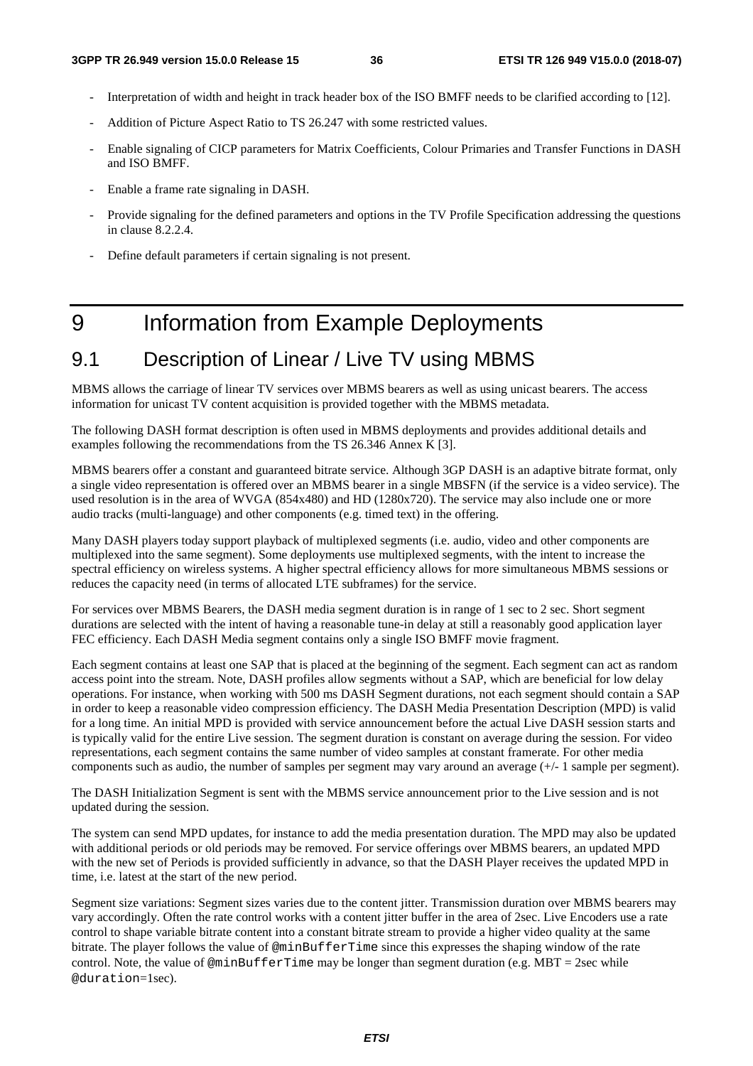- Interpretation of width and height in track header box of the ISO BMFF needs to be clarified according to [12].

- Addition of Picture Aspect Ratio to TS 26.247 with some restricted values.

- Enable signaling of CICP parameters for Matrix Coefficients, Colour Primaries and Transfer Functions in DASH and ISO BMFF.

- Enable a frame rate signaling in DASH.

- Provide signaling for the defined parameters and options in the TV Profile Specification addressing the questions in clause 8.2.2.4.

- Define default parameters if certain signaling is not present.

# 9 Information from Example Deployments

## 9.1 Description of Linear / Live TV using MBMS

MBMS allows the carriage of linear TV services over MBMS bearers as well as using unicast bearers. The access information for unicast TV content acquisition is provided together with the MBMS metadata.

The following DASH format description is often used in MBMS deployments and provides additional details and examples following the recommendations from the TS 26.346 Annex K [3].

MBMS bearers offer a constant and guaranteed bitrate service. Although 3GP DASH is an adaptive bitrate format, only a single video representation is offered over an MBMS bearer in a single MBSFN (if the service is a video service). The used resolution is in the area of WVGA (854x480) and HD (1280x720). The service may also include one or more audio tracks (multi-language) and other components (e.g. timed text) in the offering.

Many DASH players today support playback of multiplexed segments (i.e. audio, video and other components are multiplexed into the same segment). Some deployments use multiplexed segments, with the intent to increase the spectral efficiency on wireless systems. A higher spectral efficiency allows for more simultaneous MBMS sessions or reduces the capacity need (in terms of allocated LTE subframes) for the service.

For services over MBMS Bearers, the DASH media segment duration is in range of 1 sec to 2 sec. Short segment durations are selected with the intent of having a reasonable tune-in delay at still a reasonably good application layer FEC efficiency. Each DASH Media segment contains only a single ISO BMFF movie fragment.

Each segment contains at least one SAP that is placed at the beginning of the segment. Each segment can act as random access point into the stream. Note, DASH profiles allow segments without a SAP, which are beneficial for low delay operations. For instance, when working with 500 ms DASH Segment durations, not each segment should contain a SAP in order to keep a reasonable video compression efficiency. The DASH Media Presentation Description (MPD) is valid for a long time. An initial MPD is provided with service announcement before the actual Live DASH session starts and is typically valid for the entire Live session. The segment duration is constant on average during the session. For video representations, each segment contains the same number of video samples at constant framerate. For other media components such as audio, the number of samples per segment may vary around an average (+/- 1 sample per segment).

The DASH Initialization Segment is sent with the MBMS service announcement prior to the Live session and is not updated during the session.

The system can send MPD updates, for instance to add the media presentation duration. The MPD may also be updated with additional periods or old periods may be removed. For service offerings over MBMS bearers, an updated MPD with the new set of Periods is provided sufficiently in advance, so that the DASH Player receives the updated MPD in time, i.e. latest at the start of the new period.

Segment size variations: Segment sizes varies due to the content jitter. Transmission duration over MBMS bearers may vary accordingly. Often the rate control works with a content jitter buffer in the area of 2sec. Live Encoders use a rate control to shape variable bitrate content into a constant bitrate stream to provide a higher video quality at the same bitrate. The player follows the value of `@minBufferTime` since this expresses the shaping window of the rate control. Note, the value of `@minBufferTime` may be longer than segment duration (e.g. MBT = 2sec while `@duration`=1sec).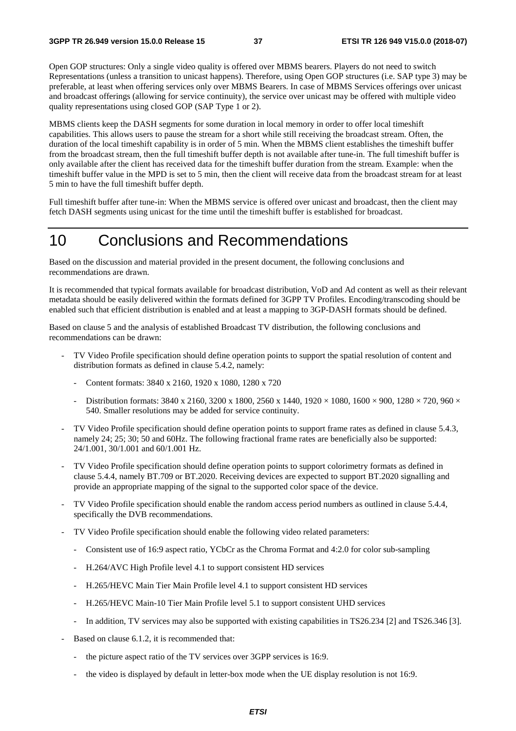Open GOP structures: Only a single video quality is offered over MBMS bearers. Players do not need to switch Representations (unless a transition to unicast happens). Therefore, using Open GOP structures (i.e. SAP type 3) may be preferable, at least when offering services only over MBMS Bearers. In case of MBMS Services offerings over unicast and broadcast offerings (allowing for service continuity), the service over unicast may be offered with multiple video quality representations using closed GOP (SAP Type 1 or 2).

MBMS clients keep the DASH segments for some duration in local memory in order to offer local timeshift capabilities. This allows users to pause the stream for a short while still receiving the broadcast stream. Often, the duration of the local timeshift capability is in order of 5 min. When the MBMS client establishes the timeshift buffer from the broadcast stream, then the full timeshift buffer depth is not available after tune-in. The full timeshift buffer is only available after the client has received data for the timeshift buffer duration from the stream. Example: when the timeshift buffer value in the MPD is set to 5 min, then the client will receive data from the broadcast stream for at least 5 min to have the full timeshift buffer depth.

Full timeshift buffer after tune-in: When the MBMS service is offered over unicast and broadcast, then the client may fetch DASH segments using unicast for the time until the timeshift buffer is established for broadcast.

# 10 Conclusions and Recommendations

Based on the discussion and material provided in the present document, the following conclusions and recommendations are drawn.

It is recommended that typical formats available for broadcast distribution, VoD and Ad content as well as their relevant metadata should be easily delivered within the formats defined for 3GPP TV Profiles. Encoding/transcoding should be enabled such that efficient distribution is enabled and at least a mapping to 3GP-DASH formats should be defined.

Based on clause 5 and the analysis of established Broadcast TV distribution, the following conclusions and recommendations can be drawn:

- TV Video Profile specification should define operation points to support the spatial resolution of content and distribution formats as defined in clause 5.4.2, namely:
  - Content formats: 3840 x 2160, 1920 x 1080, 1280 x 720
  - Distribution formats: 3840 x 2160, 3200 x 1800, 2560 x 1440, 1920 × 1080, 1600 × 900, 1280 × 720, 960 × 540. Smaller resolutions may be added for service continuity.
- TV Video Profile specification should define operation points to support frame rates as defined in clause 5.4.3, namely 24; 25; 30; 50 and 60Hz. The following fractional frame rates are beneficially also be supported: 24/1.001, 30/1.001 and 60/1.001 Hz.
- TV Video Profile specification should define operation points to support colorimetry formats as defined in clause 5.4.4, namely BT.709 or BT.2020. Receiving devices are expected to support BT.2020 signalling and provide an appropriate mapping of the signal to the supported color space of the device.
- TV Video Profile specification should enable the random access period numbers as outlined in clause 5.4.4, specifically the DVB recommendations.
- TV Video Profile specification should enable the following video related parameters:
  - Consistent use of 16:9 aspect ratio, YCbCr as the Chroma Format and 4:2.0 for color sub-sampling
  - H.264/AVC High Profile level 4.1 to support consistent HD services
  - H.265/HEVC Main Tier Main Profile level 4.1 to support consistent HD services
  - H.265/HEVC Main-10 Tier Main Profile level 5.1 to support consistent UHD services
  - In addition, TV services may also be supported with existing capabilities in TS26.234 [2] and TS26.346 [3].
- Based on clause 6.1.2, it is recommended that:
  - the picture aspect ratio of the TV services over 3GPP services is 16:9.
  - the video is displayed by default in letter-box mode when the UE display resolution is not 16:9.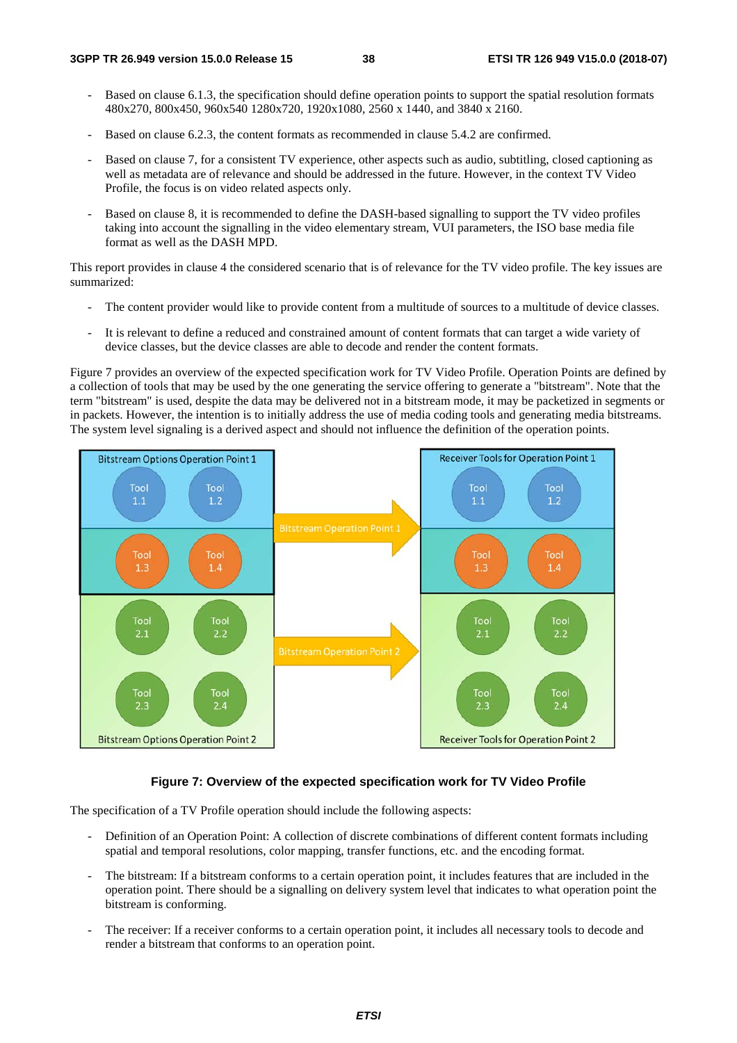- Based on clause 6.1.3, the specification should define operation points to support the spatial resolution formats 480x270, 800x450, 960x540 1280x720, 1920x1080, 2560 x 1440, and 3840 x 2160.

- Based on clause 6.2.3, the content formats as recommended in clause 5.4.2 are confirmed.

- Based on clause 7, for a consistent TV experience, other aspects such as audio, subtitling, closed captioning as well as metadata are of relevance and should be addressed in the future. However, in the context TV Video Profile, the focus is on video related aspects only.

- Based on clause 8, it is recommended to define the DASH-based signalling to support the TV video profiles taking into account the signalling in the video elementary stream, VUI parameters, the ISO base media file format as well as the DASH MPD.

This report provides in clause 4 the considered scenario that is of relevance for the TV video profile. The key issues are summarized:

- The content provider would like to provide content from a multitude of sources to a multitude of device classes.

- It is relevant to define a reduced and constrained amount of content formats that can target a wide variety of device classes, but the device classes are able to decode and render the content formats.

Figure 7 provides an overview of the expected specification work for TV Video Profile. Operation Points are defined by a collection of tools that may be used by the one generating the service offering to generate a "bitstream". Note that the term "bitstream" is used, despite the data may be delivered not in a bitstream mode, it may be packetized in segments or in packets. However, the intention is to initially address the use of media coding tools and generating media bitstreams. The system level signaling is a derived aspect and should not influence the definition of the operation points.

**Figure 7: Overview of the expected specification work for TV Video Profile**

The specification of a TV Profile operation should include the following aspects:

- Definition of an Operation Point: A collection of discrete combinations of different content formats including spatial and temporal resolutions, color mapping, transfer functions, etc. and the encoding format.

- The bitstream: If a bitstream conforms to a certain operation point, it includes features that are included in the operation point. There should be a signalling on delivery system level that indicates to what operation point the bitstream is conforming.

- The receiver: If a receiver conforms to a certain operation point, it includes all necessary tools to decode and render a bitstream that conforms to an operation point.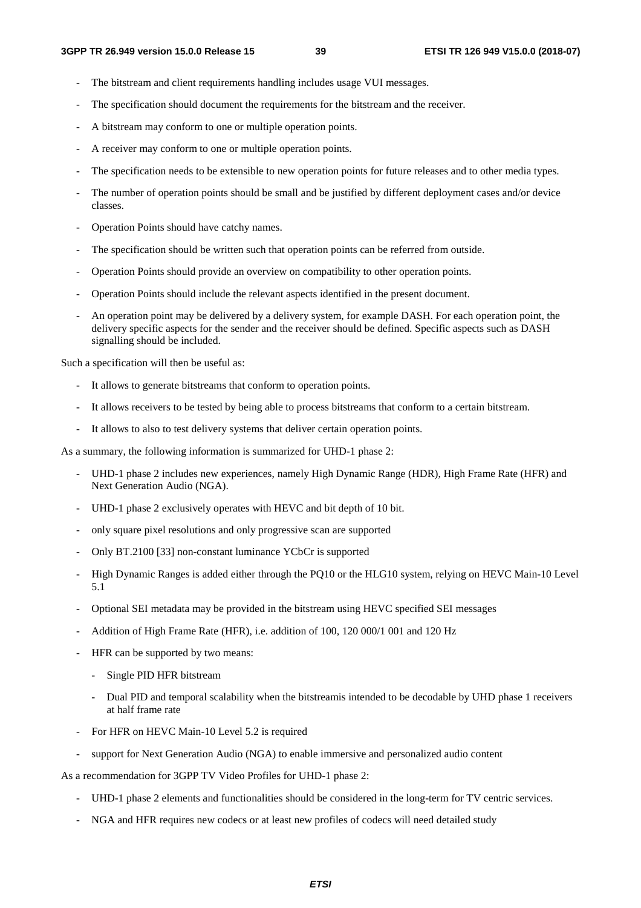- The bitstream and client requirements handling includes usage VUI messages.
- The specification should document the requirements for the bitstream and the receiver.
- A bitstream may conform to one or multiple operation points.
- A receiver may conform to one or multiple operation points.
- The specification needs to be extensible to new operation points for future releases and to other media types.
- The number of operation points should be small and be justified by different deployment cases and/or device classes.
- Operation Points should have catchy names.
- The specification should be written such that operation points can be referred from outside.
- Operation Points should provide an overview on compatibility to other operation points.
- Operation Points should include the relevant aspects identified in the present document.
- An operation point may be delivered by a delivery system, for example DASH. For each operation point, the delivery specific aspects for the sender and the receiver should be defined. Specific aspects such as DASH signalling should be included.

Such a specification will then be useful as:

- It allows to generate bitstreams that conform to operation points.
- It allows receivers to be tested by being able to process bitstreams that conform to a certain bitstream.
- It allows to also to test delivery systems that deliver certain operation points.

As a summary, the following information is summarized for UHD-1 phase 2:

- UHD-1 phase 2 includes new experiences, namely High Dynamic Range (HDR), High Frame Rate (HFR) and Next Generation Audio (NGA).
- UHD-1 phase 2 exclusively operates with HEVC and bit depth of 10 bit.
- only square pixel resolutions and only progressive scan are supported
- Only BT.2100 [33] non-constant luminance YCbCr is supported
- High Dynamic Ranges is added either through the PQ10 or the HLG10 system, relying on HEVC Main-10 Level 5.1
- Optional SEI metadata may be provided in the bitstream using HEVC specified SEI messages
- Addition of High Frame Rate (HFR), i.e. addition of 100, 120 000/1 001 and 120 Hz
- HFR can be supported by two means:
    - Single PID HFR bitstream
    - Dual PID and temporal scalability when the bitstreamis intended to be decodable by UHD phase 1 receivers at half frame rate
- For HFR on HEVC Main-10 Level 5.2 is required
- support for Next Generation Audio (NGA) to enable immersive and personalized audio content

As a recommendation for 3GPP TV Video Profiles for UHD-1 phase 2:

- UHD-1 phase 2 elements and functionalities should be considered in the long-term for TV centric services.
- NGA and HFR requires new codecs or at least new profiles of codecs will need detailed study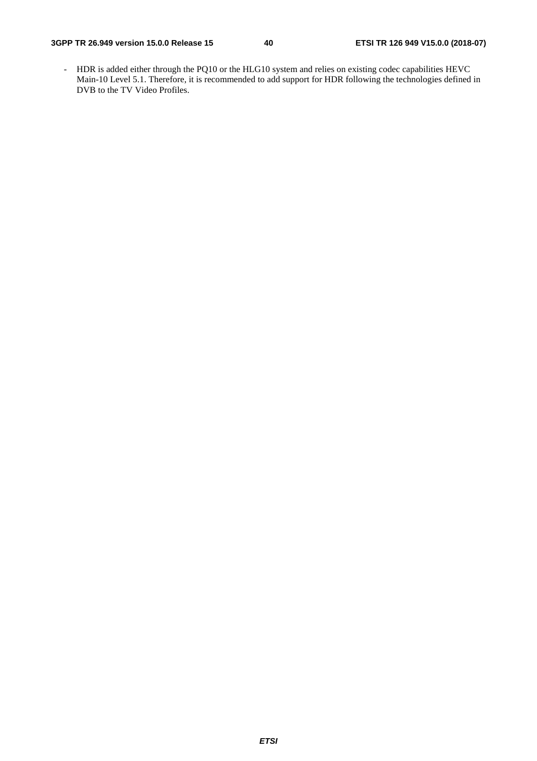- HDR is added either through the PQ10 or the HLG10 system and relies on existing codec capabilities HEVC Main-10 Level 5.1. Therefore, it is recommended to add support for HDR following the technologies defined in DVB to the TV Video Profiles.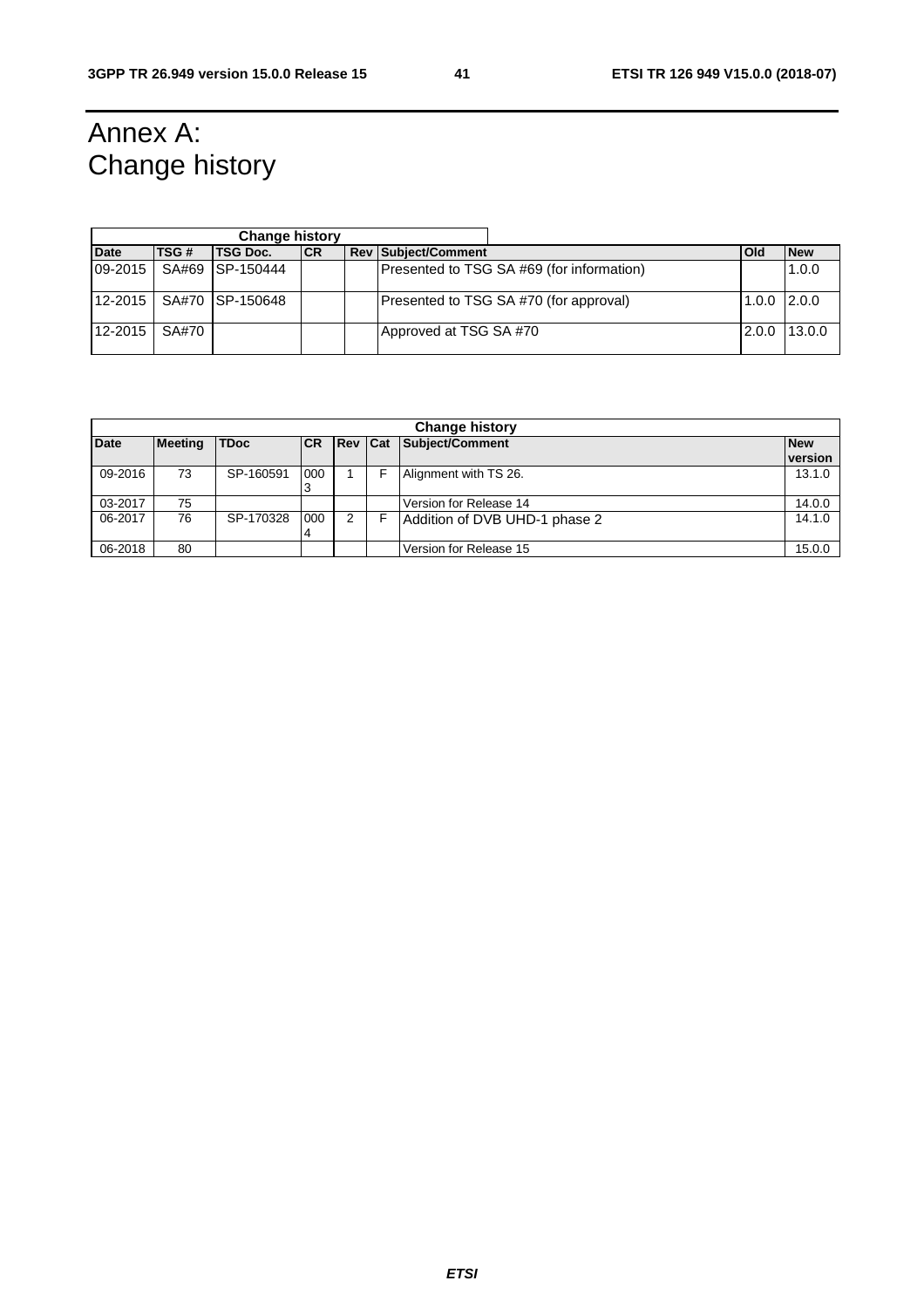# Annex A: Change history

| Change history | | | | | | | |
|---|---|---|---|---|---|---|---|
| **Date** | **TSG #** | **TSG Doc.** | **CR** | **Rev** | **Subject/Comment** | **Old** | **New** |
| 09-2015 | SA#69 | SP-150444 | | | Presented to TSG SA #69 (for information) | | 1.0.0 |
| 12-2015 | SA#70 | SP-150648 | | | Presented to TSG SA #70 (for approval) | 1.0.0 | 2.0.0 |
| 12-2015 | SA#70 | | | | Approved at TSG SA #70 | 2.0.0 | 13.0.0 |

| Change history | | | | | | | |
|---|---|---|---|---|---|---|---|
| **Date** | **Meeting** | **TDoc** | **CR** | **Rev** | **Cat** | **Subject/Comment** | **New version** |
| 09-2016 | 73 | SP-160591 | 0003 | 1 | F | Alignment with TS 26. | 13.1.0 |
| 03-2017 | 75 | | | | | Version for Release 14 | 14.0.0 |
| 06-2017 | 76 | SP-170328 | 0004 | 2 | F | Addition of DVB UHD-1 phase 2 | 14.1.0 |
| 06-2018 | 80 | | | | | Version for Release 15 | 15.0.0 |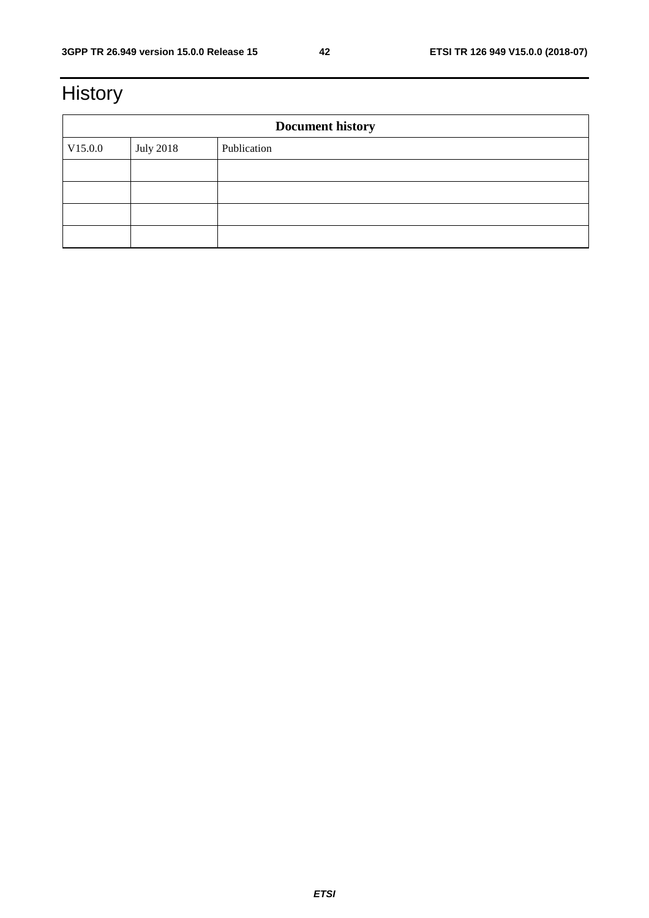# History

| Document history | | |
|---|---|---|
| V15.0.0 | July 2018 | Publication |
| | | |
| | | |
| | | |
| | | |